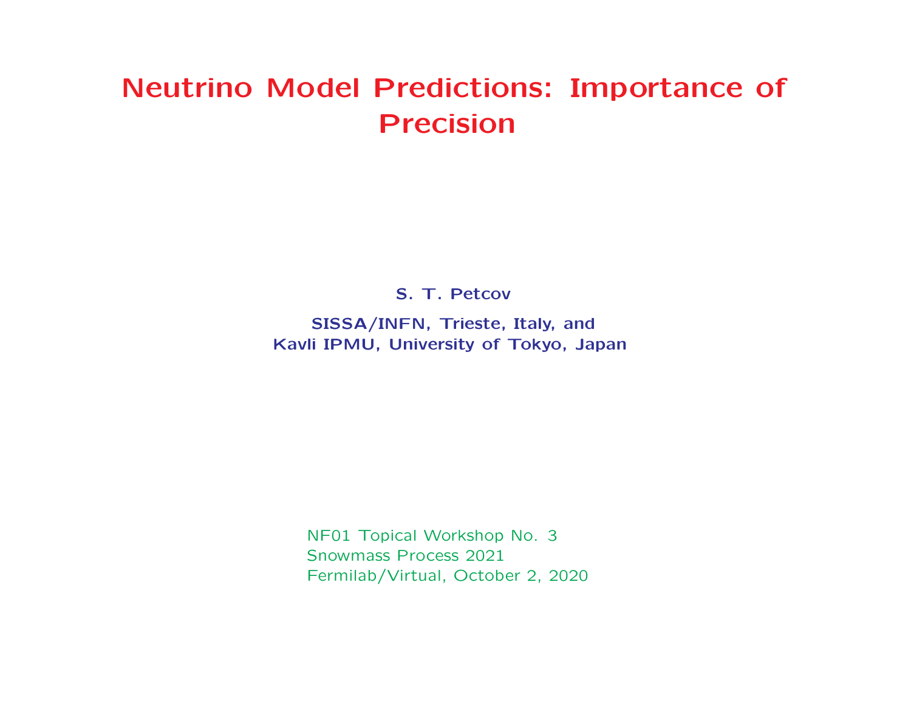# Neutrino Model Predictions: Importance of Precision

**S. T. Petcov**

**SISSA/INFN, Trieste, Italy, and**
**Kavli IPMU, University of Tokyo, Japan**

NF01 Topical Workshop No. 3
Snowmass Process 2021
Fermilab/Virtual, October 2, 2020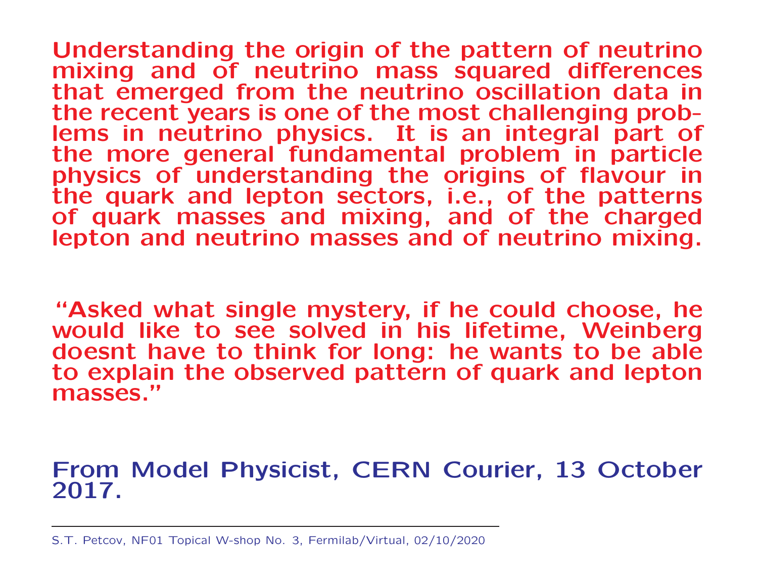Understanding the origin of the pattern of neutrino mixing and of neutrino mass squared differences that emerged from the neutrino oscillation data in the recent years is one of the most challenging problems in neutrino physics. It is an integral part of the more general fundamental problem in particle physics of understanding the origins of flavour in the quark and lepton sectors, i.e., of the patterns of quark masses and mixing, and of the charged lepton and neutrino masses and of neutrino mixing.

"Asked what single mystery, if he could choose, he would like to see solved in his lifetime, Weinberg doesnt have to think for long: he wants to be able to explain the observed pattern of quark and lepton masses."

From Model Physicist, CERN Courier, 13 October 2017.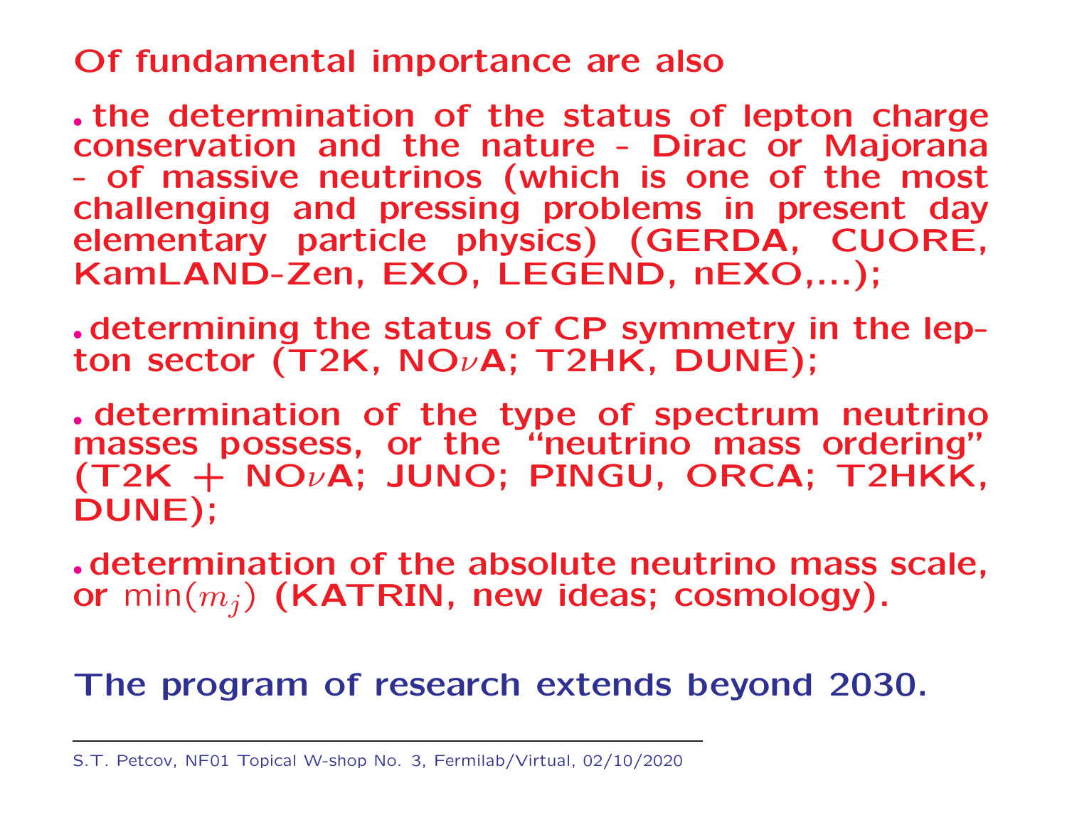Of fundamental importance are also

- the determination of the status of lepton charge conservation and the nature - Dirac or Majorana - of massive neutrinos (which is one of the most challenging and pressing problems in present day elementary particle physics) (GERDA, CUORE, KamLAND-Zen, EXO, LEGEND, nEXO,...);

- determining the status of CP symmetry in the lepton sector (T2K, NO$\nu$A; T2HK, DUNE);

- determination of the type of spectrum neutrino masses possess, or the "neutrino mass ordering" (T2K + NO$\nu$A; JUNO; PINGU, ORCA; T2HKK, DUNE);

- determination of the absolute neutrino mass scale, or $\min(m_j)$ (KATRIN, new ideas; cosmology).

The program of research extends beyond 2030.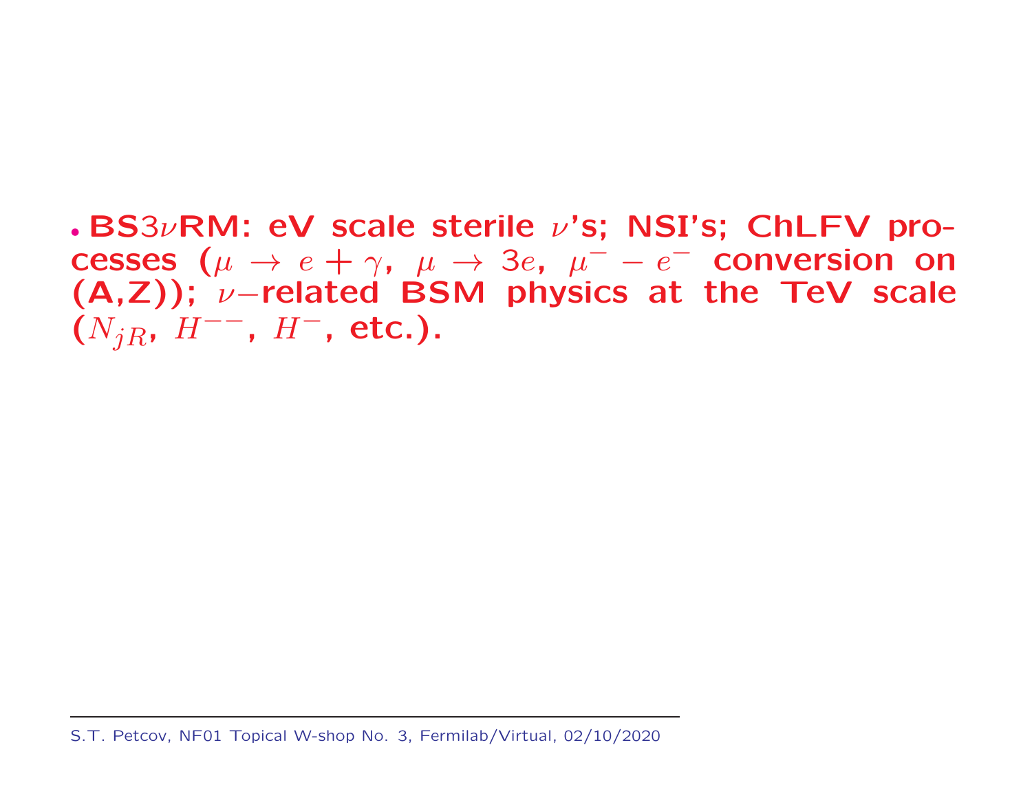- **BS$3\nu$RM: eV scale sterile $\nu$'s; NSI's; ChLFV processes ($\mu \rightarrow e + \gamma$, $\mu \rightarrow 3e$, $\mu^- - e^-$ conversion on (A,Z)); $\nu-$related BSM physics at the TeV scale ($N_{jR}$, $H^{--}$, $H^-$, etc.).**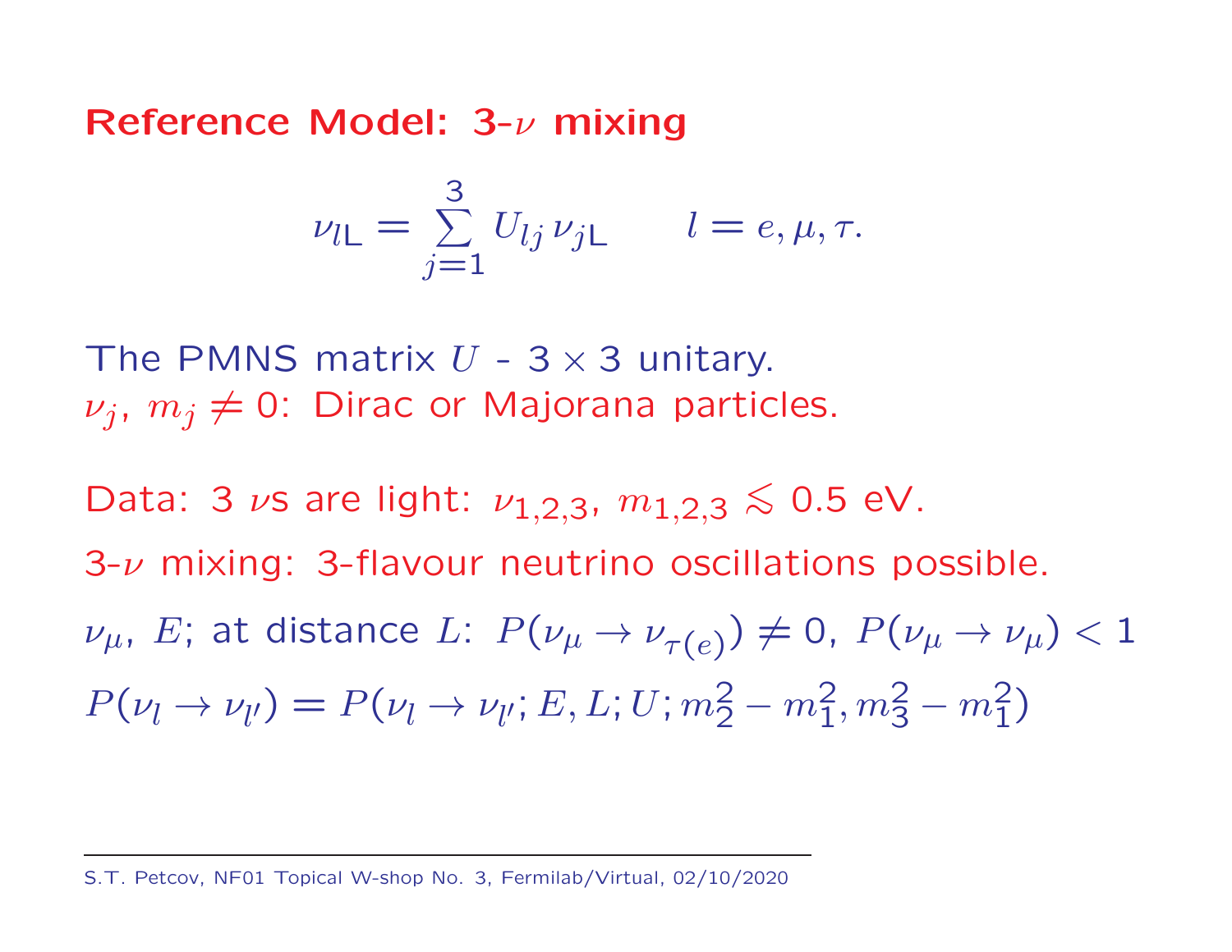## Reference Model: 3-$\nu$ mixing

$$\nu_{l\mathrm{L}} = \sum_{j=1}^{3} U_{lj}\, \nu_{j\mathrm{L}} \qquad l = e, \mu, \tau.$$

The PMNS matrix $U$ - $3 \times 3$ unitary.
$\nu_j$, $m_j \neq 0$: Dirac or Majorana particles.

Data: 3 $\nu$s are light: $\nu_{1,2,3}$, $m_{1,2,3} \lesssim 0.5$ eV.

3-$\nu$ mixing: 3-flavour neutrino oscillations possible.

$\nu_\mu$, $E$; at distance $L$: $P(\nu_\mu \rightarrow \nu_{\tau(e)}) \neq 0$, $P(\nu_\mu \rightarrow \nu_\mu) < 1$

$P(\nu_l \rightarrow \nu_{l'}) = P(\nu_l \rightarrow \nu_{l'}; E, L; U; m_2^2 - m_1^2, m_3^2 - m_1^2)$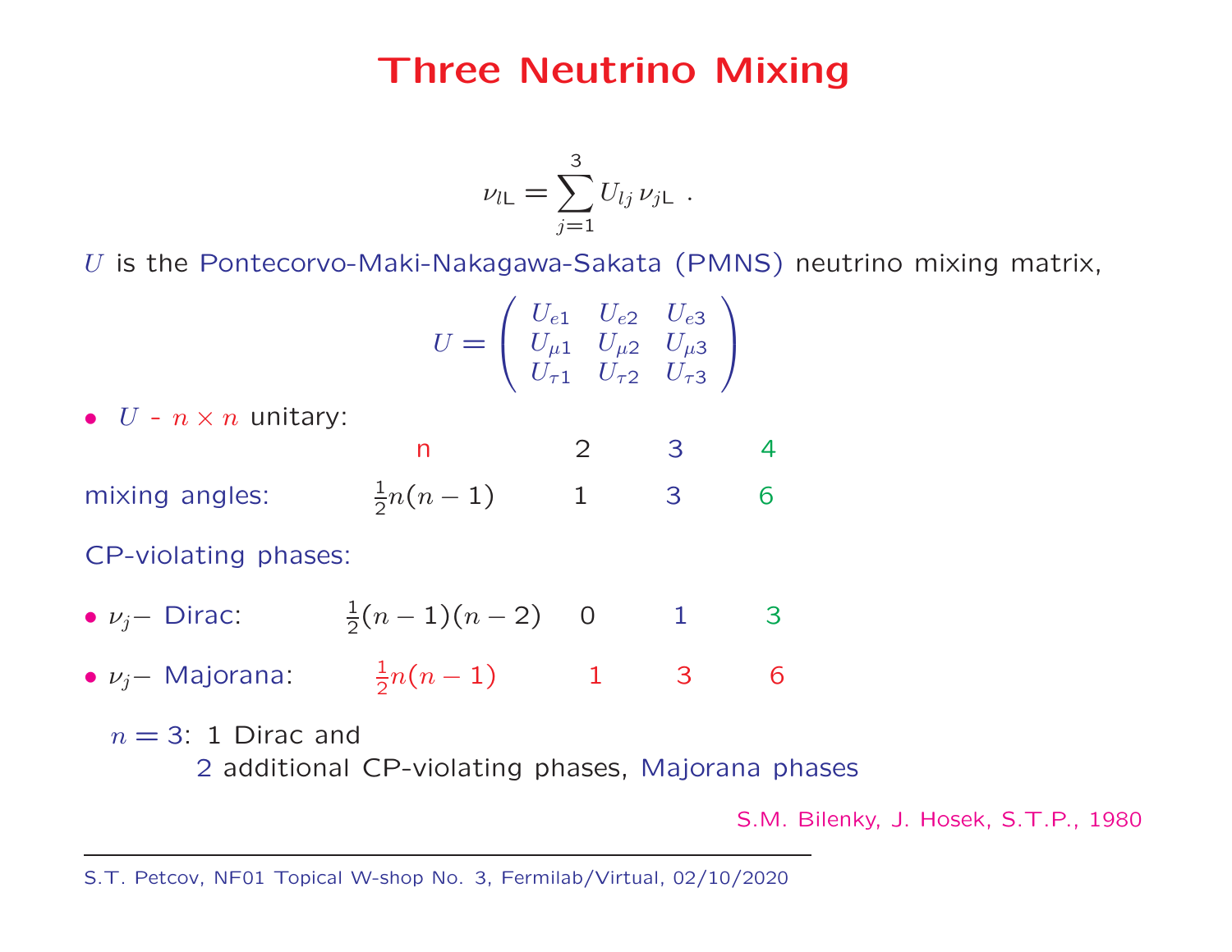# Three Neutrino Mixing

$$\nu_{l\mathrm{L}} = \sum_{j=1}^{3} U_{lj}\, \nu_{j\mathrm{L}} \ .$$

$U$ is the Pontecorvo-Maki-Nakagawa-Sakata (PMNS) neutrino mixing matrix,

$$U = \begin{pmatrix} U_{e1} & U_{e2} & U_{e3} \\ U_{\mu 1} & U_{\mu 2} & U_{\mu 3} \\ U_{\tau 1} & U_{\tau 2} & U_{\tau 3} \end{pmatrix}$$

- $U$ - $n \times n$ unitary:

| | | | | |
|---|---|---|---|---|
| | n | 2 | 3 | 4 |
| mixing angles: | $\frac{1}{2}n(n-1)$ | 1 | 3 | 6 |
| CP-violating phases: | | | | |
| • $\nu_j -$ Dirac: | $\frac{1}{2}(n-1)(n-2)$ | 0 | 1 | 3 |
| • $\nu_j -$ Majorana: | $\frac{1}{2}n(n-1)$ | 1 | 3 | 6 |

$n = 3$: 1 Dirac and
2 additional CP-violating phases, Majorana phases

S.M. Bilenky, J. Hosek, S.T.P., 1980

S.T. Petcov, NF01 Topical W-shop No. 3, Fermilab/Virtual, 02/10/2020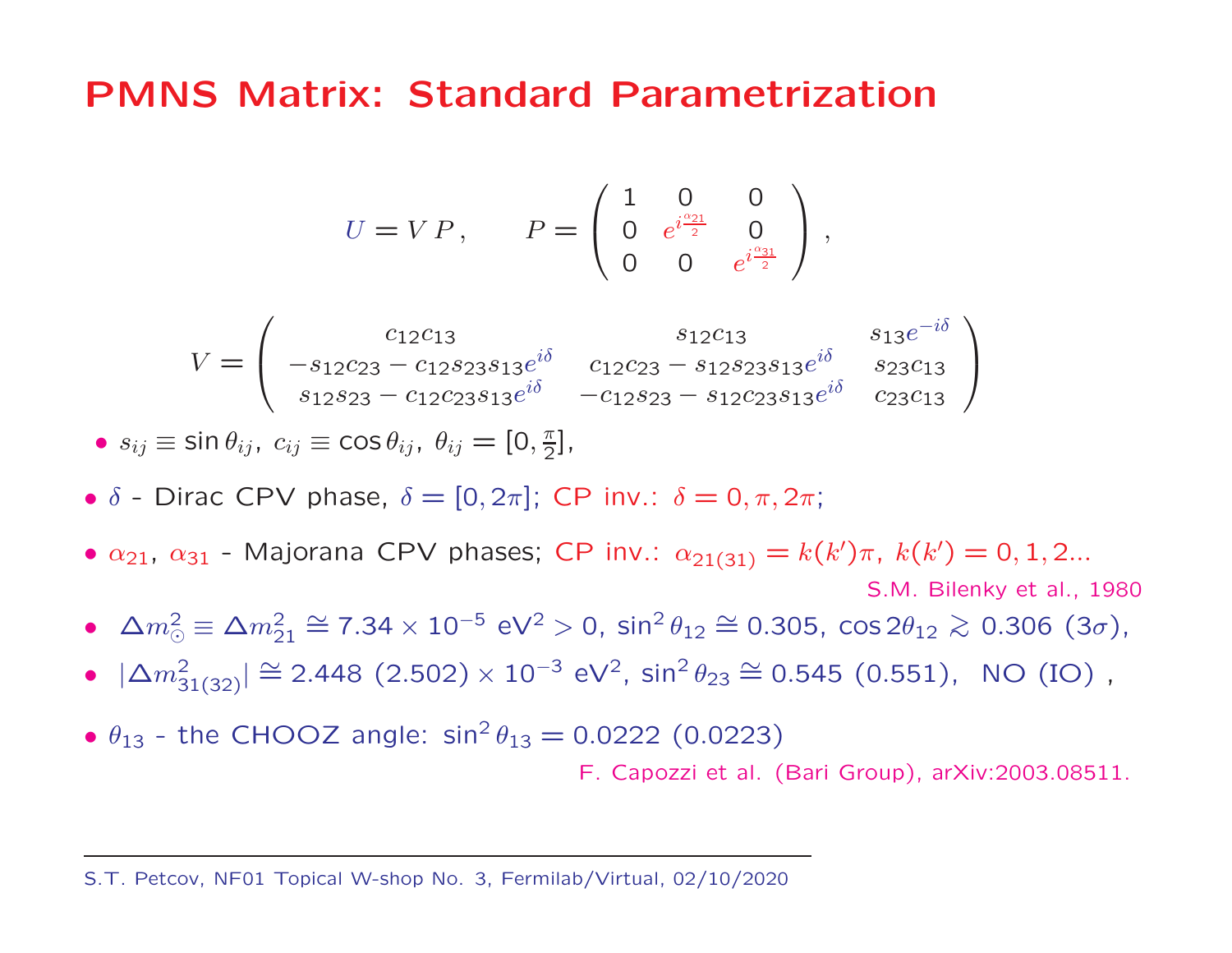# PMNS Matrix: Standard Parametrization

$$U = V\,P\,, \qquad P = \begin{pmatrix} 1 & 0 & 0 \\ 0 & e^{i\frac{\alpha_{21}}{2}} & 0 \\ 0 & 0 & e^{i\frac{\alpha_{31}}{2}} \end{pmatrix},$$

$$V = \begin{pmatrix} c_{12}c_{13} & s_{12}c_{13} & s_{13}e^{-i\delta} \\ -s_{12}c_{23} - c_{12}s_{23}s_{13}e^{i\delta} & c_{12}c_{23} - s_{12}s_{23}s_{13}e^{i\delta} & s_{23}c_{13} \\ s_{12}s_{23} - c_{12}c_{23}s_{13}e^{i\delta} & -c_{12}s_{23} - s_{12}c_{23}s_{13}e^{i\delta} & c_{23}c_{13} \end{pmatrix}$$

- $s_{ij} \equiv \sin\theta_{ij}$, $c_{ij} \equiv \cos\theta_{ij}$, $\theta_{ij} = [0, \frac{\pi}{2}]$,
- $\delta$ - Dirac CPV phase, $\delta = [0, 2\pi]$; CP inv.: $\delta = 0, \pi, 2\pi$;
- $\alpha_{21}$, $\alpha_{31}$ - Majorana CPV phases; CP inv.: $\alpha_{21(31)} = k(k')\pi$, $k(k') = 0, 1, 2...$

S.M. Bilenky et al., 1980

- $\Delta m^2_{\odot} \equiv \Delta m^2_{21} \cong 7.34 \times 10^{-5}$ eV$^2 > 0$, $\sin^2\theta_{12} \cong 0.305$, $\cos 2\theta_{12} \gtrsim 0.306$ ($3\sigma$),
- $|\Delta m^2_{31(32)}| \cong 2.448\ (2.502) \times 10^{-3}$ eV$^2$, $\sin^2\theta_{23} \cong 0.545\ (0.551)$, NO (IO) ,
- $\theta_{13}$ - the CHOOZ angle: $\sin^2\theta_{13} = 0.0222\ (0.0223)$

F. Capozzi et al. (Bari Group), arXiv:2003.08511.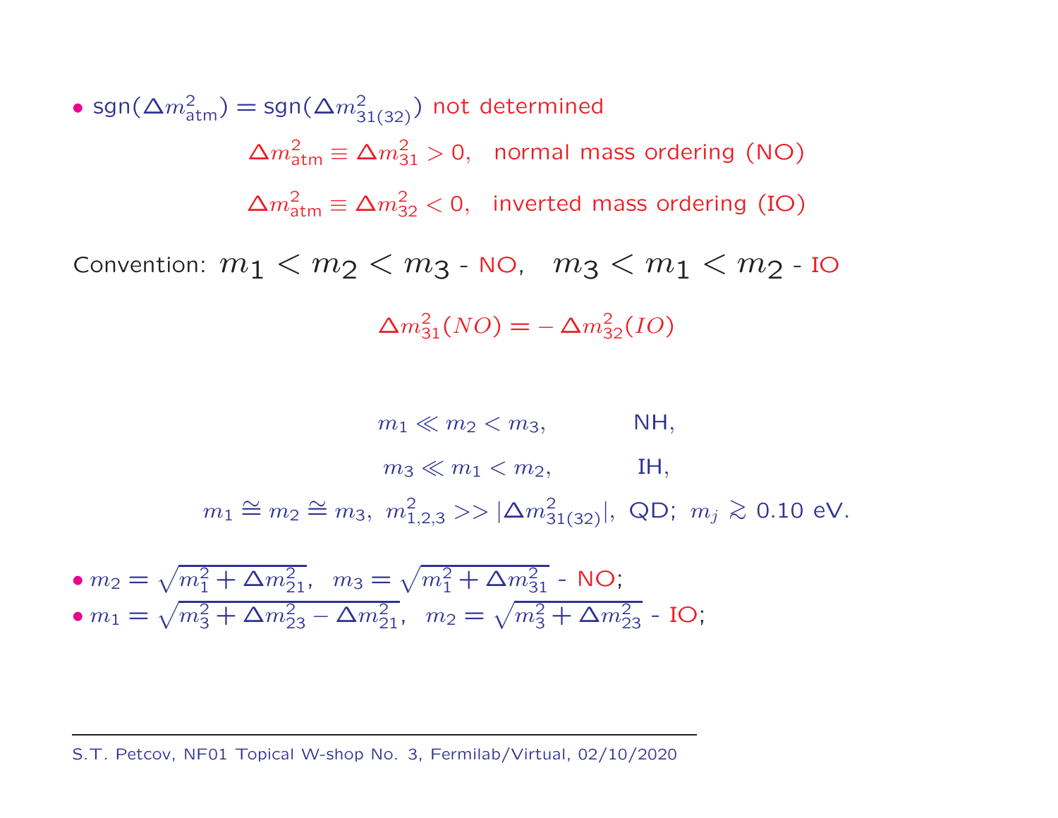- $\text{sgn}(\Delta m^2_{\text{atm}}) = \text{sgn}(\Delta m^2_{31(32)})$ not determined

$$\Delta m^2_{\text{atm}} \equiv \Delta m^2_{31} > 0, \quad \text{normal mass ordering (NO)}$$

$$\Delta m^2_{\text{atm}} \equiv \Delta m^2_{32} < 0, \quad \text{inverted mass ordering (IO)}$$

Convention: $m_1 < m_2 < m_3$ - NO, $\quad m_3 < m_1 < m_2$ - IO

$$\Delta m^2_{31}(NO) = - \Delta m^2_{32}(IO)$$

$$m_1 \ll m_2 < m_3, \qquad \text{NH},$$

$$m_3 \ll m_1 < m_2, \qquad \text{IH},$$

$$m_1 \cong m_2 \cong m_3, \; m^2_{1,2,3} >> |\Delta m^2_{31(32)}|, \; \text{QD}; \; m_j \gtrsim 0.10 \text{ eV}.$$

- $m_2 = \sqrt{m_1^2 + \Delta m^2_{21}}, \;\; m_3 = \sqrt{m_1^2 + \Delta m^2_{31}}$ - NO;
- $m_1 = \sqrt{m_3^2 + \Delta m^2_{23} - \Delta m^2_{21}}, \;\; m_2 = \sqrt{m_3^2 + \Delta m^2_{23}}$ - IO;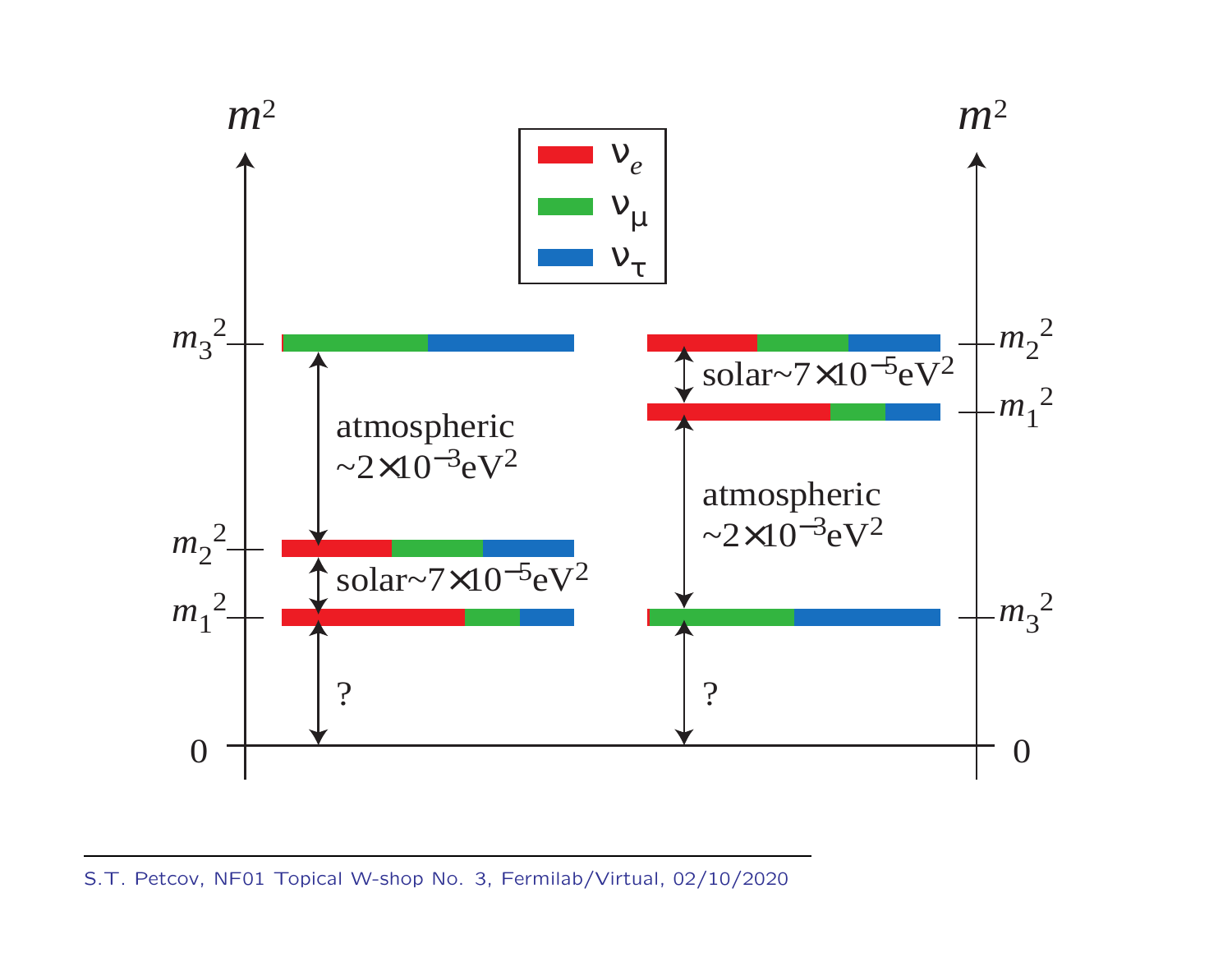$m^2$

$\nu_e$

$\nu_\mu$

$\nu_\tau$

$m^2$

$m_3{}^2$

atmospheric

~$2\times10^{-3}$eV$^2$

$m_2{}^2$

solar~$7\times10^{-5}$eV$^2$

$m_1{}^2$

?

0

$m_2{}^2$

solar~$7\times10^{-5}$eV$^2$

$m_1{}^2$

atmospheric

~$2\times10^{-3}$eV$^2$

$m_3{}^2$

?

0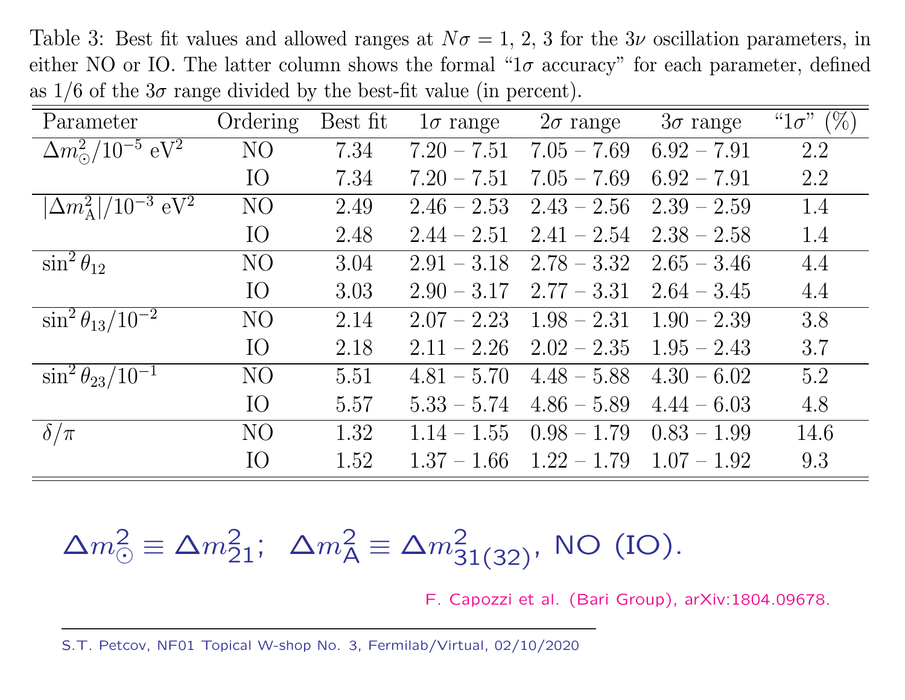Table 3: Best fit values and allowed ranges at $N\sigma = 1, 2, 3$ for the $3\nu$ oscillation parameters, in either NO or IO. The latter column shows the formal "$1\sigma$ accuracy" for each parameter, defined as 1/6 of the $3\sigma$ range divided by the best-fit value (in percent).

| Parameter | Ordering | Best fit | $1\sigma$ range | $2\sigma$ range | $3\sigma$ range | "$1\sigma$" (%) |
|---|---|---|---|---|---|---|
| $\Delta m^2_\odot/10^{-5}$ eV$^2$ | NO | 7.34 | 7.20 – 7.51 | 7.05 – 7.69 | 6.92 – 7.91 | 2.2 |
| | IO | 7.34 | 7.20 – 7.51 | 7.05 – 7.69 | 6.92 – 7.91 | 2.2 |
| $\lvert\Delta m^2_{\rm A}\rvert/10^{-3}$ eV$^2$ | NO | 2.49 | 2.46 – 2.53 | 2.43 – 2.56 | 2.39 – 2.59 | 1.4 |
| | IO | 2.48 | 2.44 – 2.51 | 2.41 – 2.54 | 2.38 – 2.58 | 1.4 |
| $\sin^2\theta_{12}$ | NO | 3.04 | 2.91 – 3.18 | 2.78 – 3.32 | 2.65 – 3.46 | 4.4 |
| | IO | 3.03 | 2.90 – 3.17 | 2.77 – 3.31 | 2.64 – 3.45 | 4.4 |
| $\sin^2\theta_{13}/10^{-2}$ | NO | 2.14 | 2.07 – 2.23 | 1.98 – 2.31 | 1.90 – 2.39 | 3.8 |
| | IO | 2.18 | 2.11 – 2.26 | 2.02 – 2.35 | 1.95 – 2.43 | 3.7 |
| $\sin^2\theta_{23}/10^{-1}$ | NO | 5.51 | 4.81 – 5.70 | 4.48 – 5.88 | 4.30 – 6.02 | 5.2 |
| | IO | 5.57 | 5.33 – 5.74 | 4.86 – 5.89 | 4.44 – 6.03 | 4.8 |
| $\delta/\pi$ | NO | 1.32 | 1.14 – 1.55 | 0.98 – 1.79 | 0.83 – 1.99 | 14.6 |
| | IO | 1.52 | 1.37 – 1.66 | 1.22 – 1.79 | 1.07 – 1.92 | 9.3 |

$\Delta m^2_\odot \equiv \Delta m^2_{21}$; $\Delta m^2_{\rm A} \equiv \Delta m^2_{31(32)}$, NO (IO).

F. Capozzi et al. (Bari Group), arXiv:1804.09678.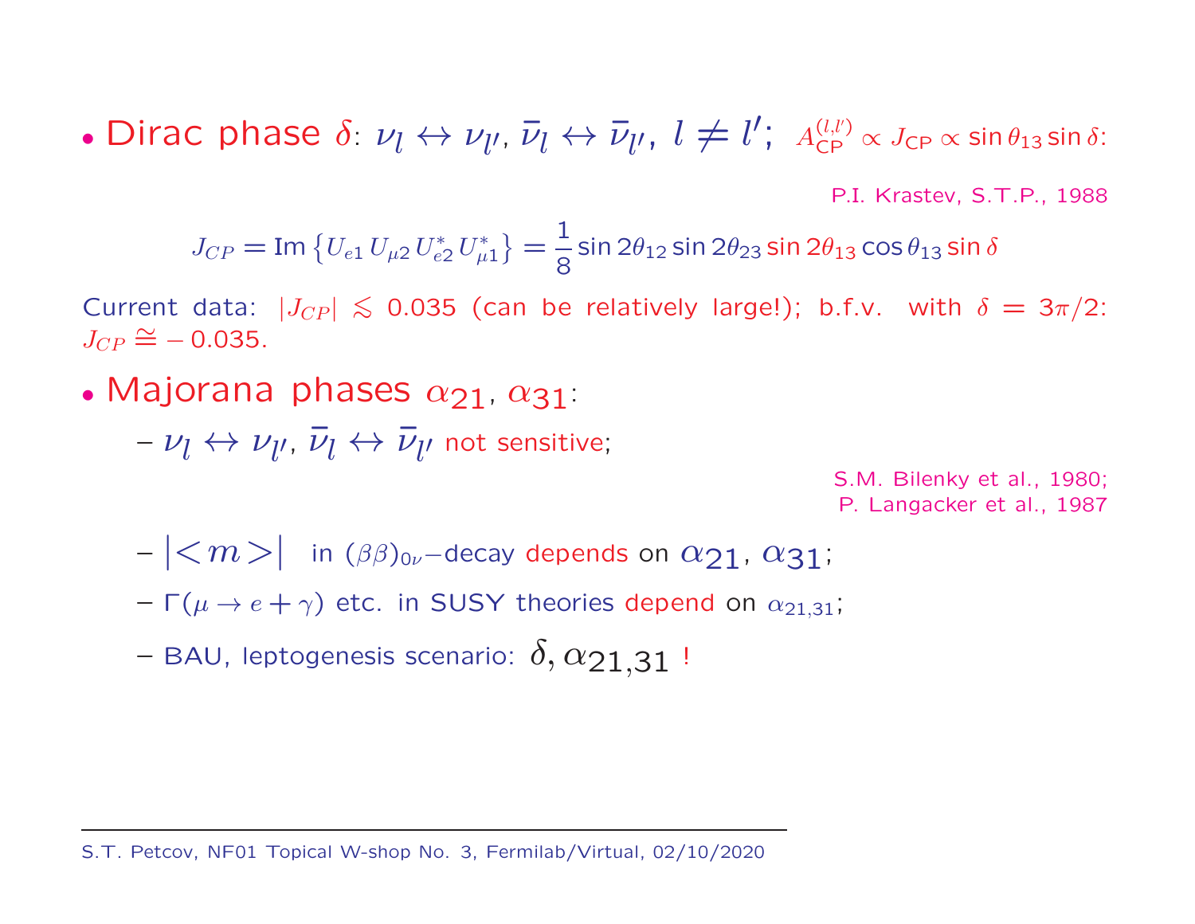- **Dirac phase** $\delta$: $\nu_l \leftrightarrow \nu_{l'}$, $\bar{\nu}_l \leftrightarrow \bar{\nu}_{l'}$, $l \neq l'$; $A^{(l,l')}_{\rm CP} \propto J_{\rm CP} \propto \sin\theta_{13} \sin\delta$:

P.I. Krastev, S.T.P., 1988

$$J_{CP} = {\rm Im}\left\{U_{e1}\, U_{\mu 2}\, U^*_{e2}\, U^*_{\mu 1}\right\} = \frac{1}{8} \sin 2\theta_{12} \sin 2\theta_{23} \sin 2\theta_{13} \cos\theta_{13} \sin\delta$$

Current data: $|J_{CP}| \lesssim 0.035$ (can be relatively large!); b.f.v. with $\delta = 3\pi/2$: $J_{CP} \cong -0.035$.

- **Majorana phases** $\alpha_{21}$, $\alpha_{31}$:
  - $\nu_l \leftrightarrow \nu_{l'}$, $\bar{\nu}_l \leftrightarrow \bar{\nu}_{l'}$ not sensitive;

S.M. Bilenky et al., 1980;
P. Langacker et al., 1987

  - $|< m >|$ in $(\beta\beta)_{0\nu}$−decay depends on $\alpha_{21}$, $\alpha_{31}$;
  - $\Gamma(\mu \rightarrow e + \gamma)$ etc. in SUSY theories depend on $\alpha_{21,31}$;
  - BAU, leptogenesis scenario: $\delta, \alpha_{21,31}$ !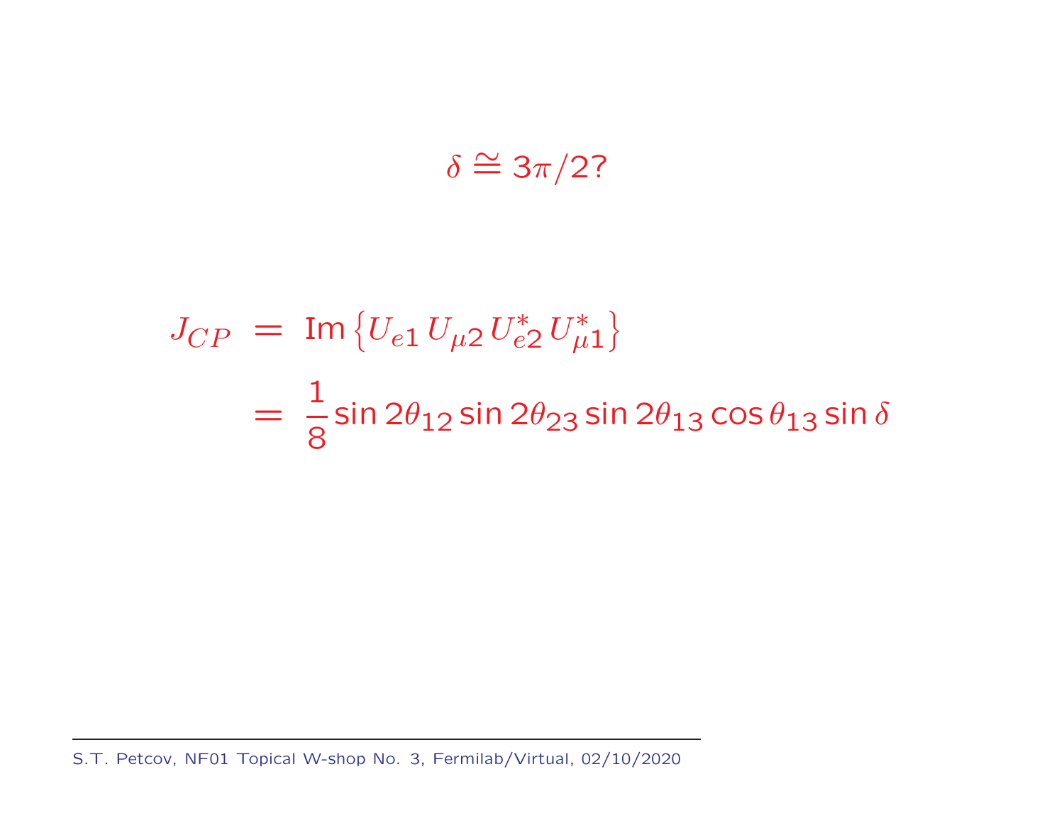$$\delta \cong 3\pi/2?$$

$$
\begin{aligned}
J_{CP} &= \text{Im}\left\{U_{e1}\, U_{\mu 2}\, U_{e2}^{*}\, U_{\mu 1}^{*}\right\} \\
&= \frac{1}{8}\sin 2\theta_{12}\sin 2\theta_{23}\sin 2\theta_{13}\cos\theta_{13}\sin\delta
\end{aligned}
$$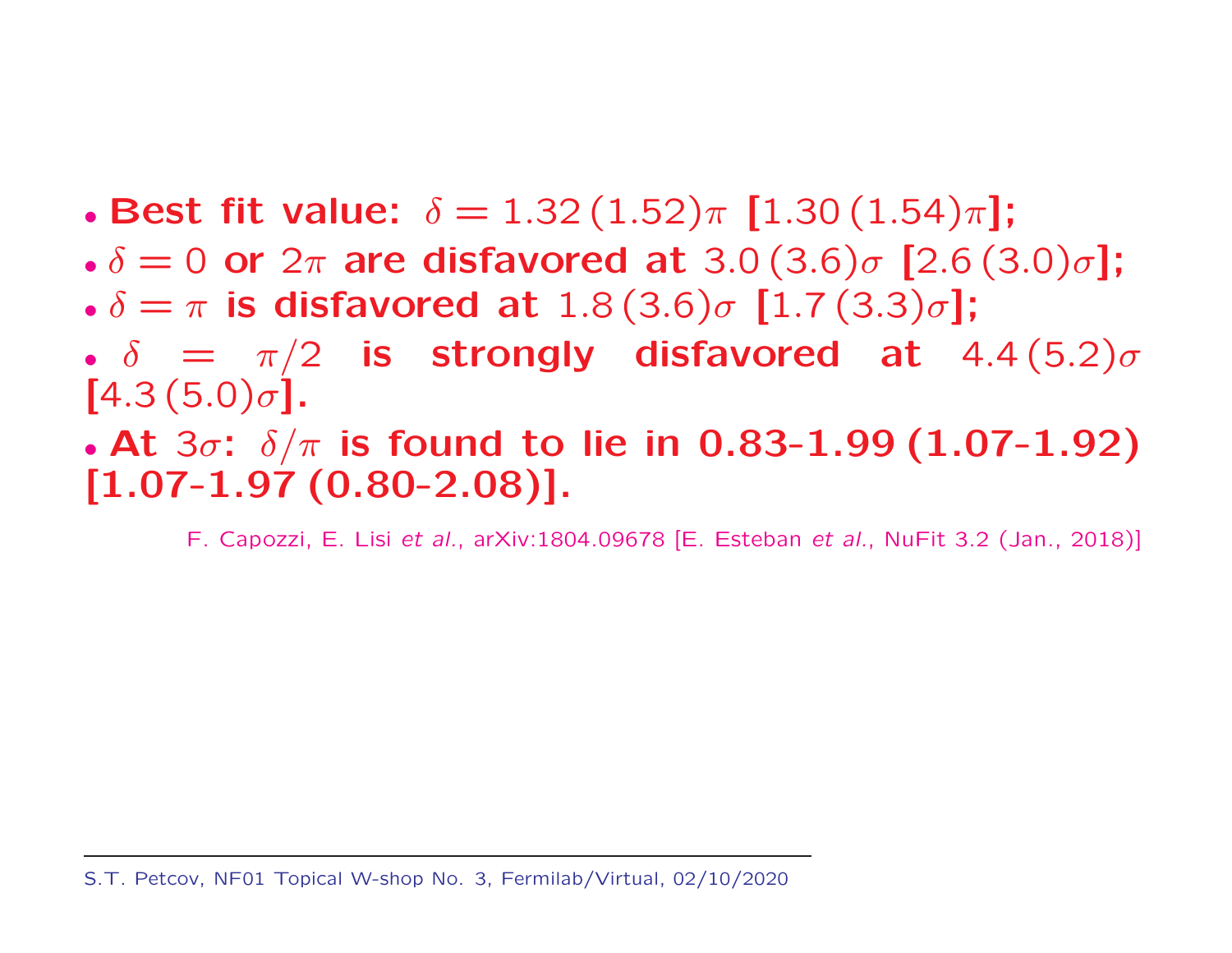- **Best fit value:** $\delta = 1.32\,(1.52)\pi$ **[**$1.30\,(1.54)\pi$**];**
- $\delta = 0$ **or** $2\pi$ **are disfavored at** $3.0\,(3.6)\sigma$ **[**$2.6\,(3.0)\sigma$**];**
- $\delta = \pi$ **is disfavored at** $1.8\,(3.6)\sigma$ **[**$1.7\,(3.3)\sigma$**];**
- $\delta = \pi/2$ **is strongly disfavored at** $4.4\,(5.2)\sigma$ **[**$4.3\,(5.0)\sigma$**].**
- **At** $3\sigma$**:** $\delta/\pi$ **is found to lie in 0.83-1.99 (1.07-1.92) [1.07-1.97 (0.80-2.08)].**

F. Capozzi, E. Lisi *et al.*, arXiv:1804.09678 [E. Esteban *et al.*, NuFit 3.2 (Jan., 2018)]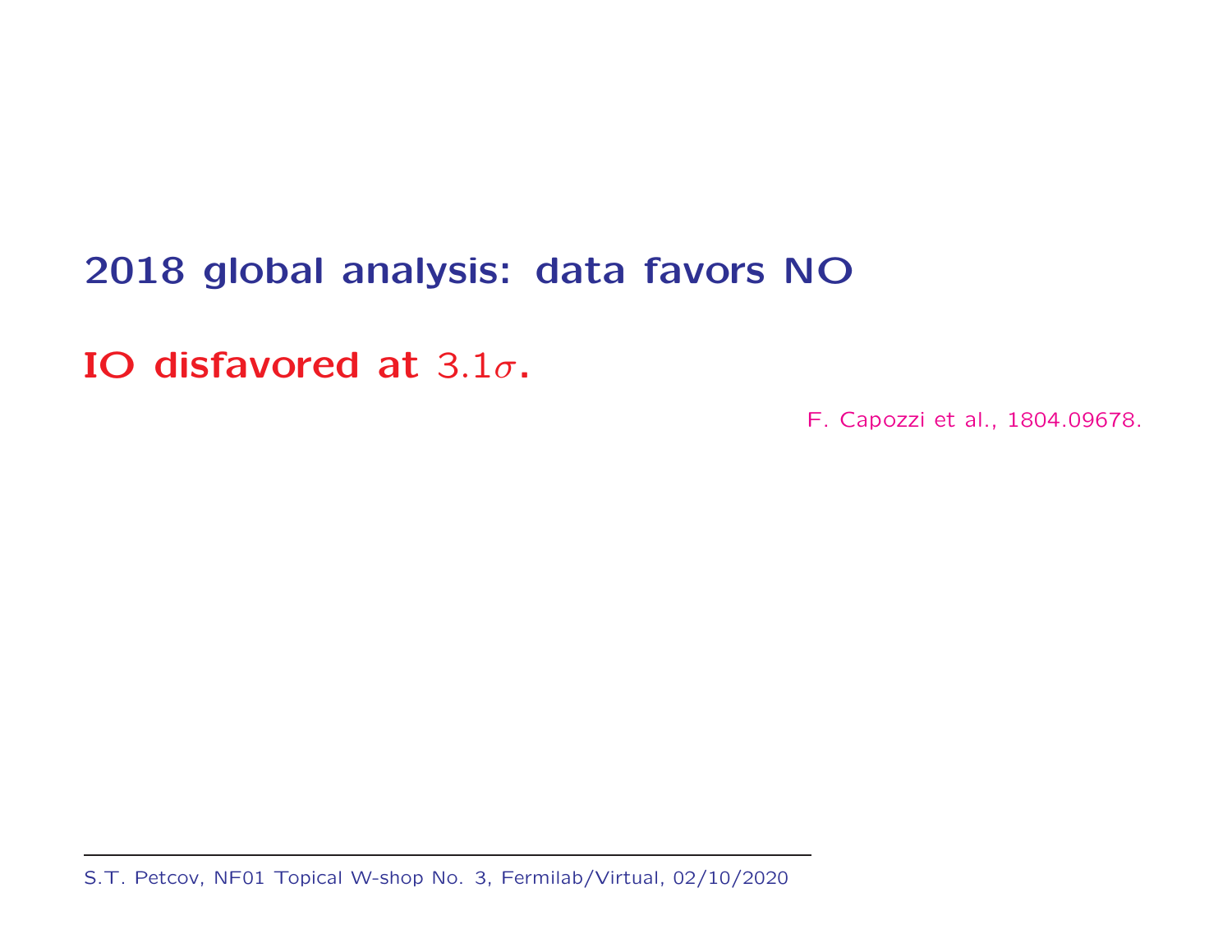**2018 global analysis: data favors NO**

**IO disfavored at $3.1\sigma$.**

F. Capozzi et al., 1804.09678.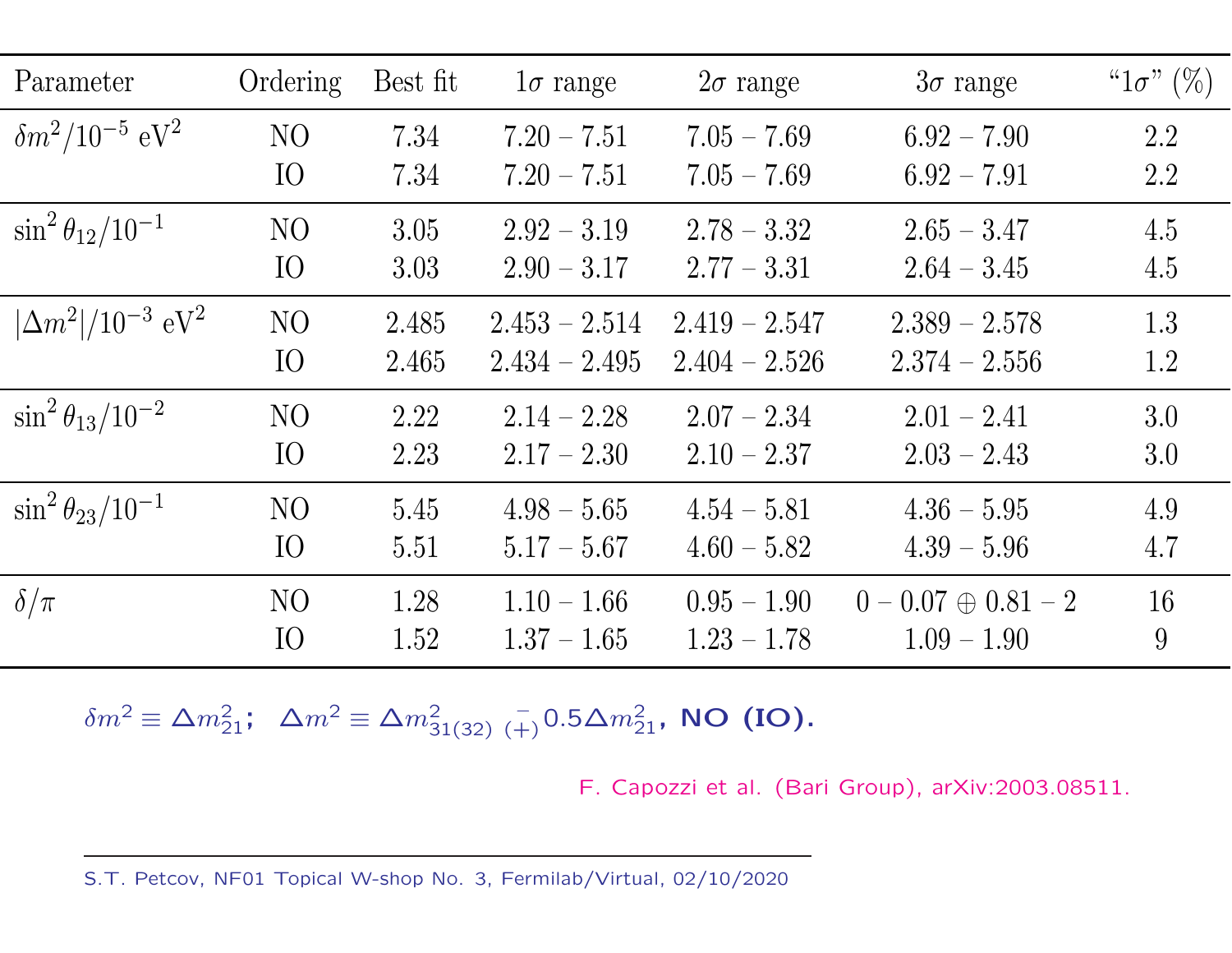| Parameter | Ordering | Best fit | $1\sigma$ range | $2\sigma$ range | $3\sigma$ range | "$1\sigma$" (%) |
|---|---|---|---|---|---|---|
| $\delta m^2/10^{-5}$ eV$^2$ | NO | 7.34 | 7.20 – 7.51 | 7.05 – 7.69 | 6.92 – 7.90 | 2.2 |
| | IO | 7.34 | 7.20 – 7.51 | 7.05 – 7.69 | 6.92 – 7.91 | 2.2 |
| $\sin^2\theta_{12}/10^{-1}$ | NO | 3.05 | 2.92 – 3.19 | 2.78 – 3.32 | 2.65 – 3.47 | 4.5 |
| | IO | 3.03 | 2.90 – 3.17 | 2.77 – 3.31 | 2.64 – 3.45 | 4.5 |
| $\lvert\Delta m^2\rvert/10^{-3}$ eV$^2$ | NO | 2.485 | 2.453 – 2.514 | 2.419 – 2.547 | 2.389 – 2.578 | 1.3 |
| | IO | 2.465 | 2.434 – 2.495 | 2.404 – 2.526 | 2.374 – 2.556 | 1.2 |
| $\sin^2\theta_{13}/10^{-2}$ | NO | 2.22 | 2.14 – 2.28 | 2.07 – 2.34 | 2.01 – 2.41 | 3.0 |
| | IO | 2.23 | 2.17 – 2.30 | 2.10 – 2.37 | 2.03 – 2.43 | 3.0 |
| $\sin^2\theta_{23}/10^{-1}$ | NO | 5.45 | 4.98 – 5.65 | 4.54 – 5.81 | 4.36 – 5.95 | 4.9 |
| | IO | 5.51 | 5.17 – 5.67 | 4.60 – 5.82 | 4.39 – 5.96 | 4.7 |
| $\delta/\pi$ | NO | 1.28 | 1.10 – 1.66 | 0.95 – 1.90 | 0 – 0.07 $\oplus$ 0.81 – 2 | 16 |
| | IO | 1.52 | 1.37 – 1.65 | 1.23 – 1.78 | 1.09 – 1.90 | 9 |

$\delta m^2 \equiv \Delta m^2_{21}$; $\Delta m^2 \equiv \Delta m^2_{31(32)} \overset{-}{\underset{(+)}{}} 0.5\Delta m^2_{21}$, **NO (IO).**

F. Capozzi et al. (Bari Group), arXiv:2003.08511.

S.T. Petcov, NF01 Topical W-shop No. 3, Fermilab/Virtual, 02/10/2020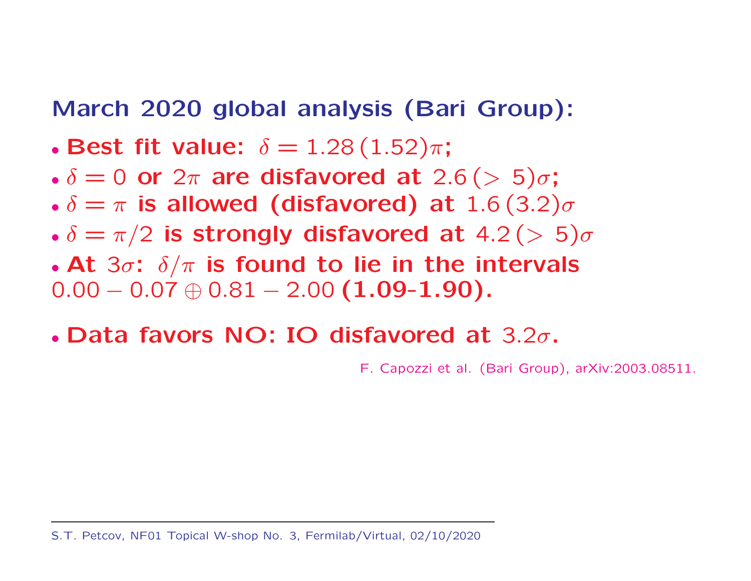## March 2020 global analysis (Bari Group):

- **Best fit value:** $\delta = 1.28\,(1.52)\pi$;
- $\delta = 0$ **or** $2\pi$ **are disfavored at** $2.6\,(> 5)\sigma$;
- $\delta = \pi$ **is allowed (disfavored) at** $1.6\,(3.2)\sigma$
- $\delta = \pi/2$ **is strongly disfavored at** $4.2\,(> 5)\sigma$
- **At** $3\sigma$: $\delta/\pi$ **is found to lie in the intervals** $0.00 - 0.07 \oplus 0.81 - 2.00$ **(1.09-1.90).**

- **Data favors NO: IO disfavored at** $3.2\sigma$.

F. Capozzi et al. (Bari Group), arXiv:2003.08511.

S.T. Petcov, NF01 Topical W-shop No. 3, Fermilab/Virtual, 02/10/2020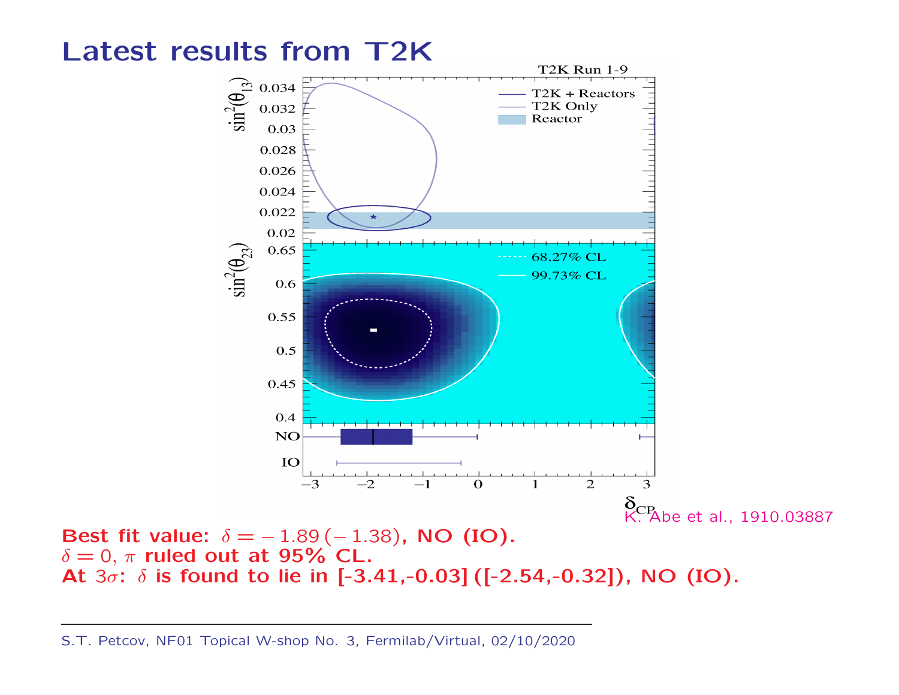# Latest results from T2K

T2K Run 1-9

$\sin^2(\theta_{13})$

0.034
0.032
0.03
0.028
0.026
0.024
0.022
0.02

T2K + Reactors
T2K Only
Reactor

$\sin^2(\theta_{23})$

0.65
0.6
0.55
0.5
0.45
0.4

68.27% CL
99.73% CL

NO

IO

−3 −2 −1 0 1 2 3

$\delta_{CP}$

K. Abe et al., 1910.03887

**Best fit value: $\delta = -1.89\,(-1.38)$, NO (IO).**
**$\delta = 0, \pi$ ruled out at 95% CL.**
**At $3\sigma$: $\delta$ is found to lie in [-3.41,-0.03] ([-2.54,-0.32]), NO (IO).**

S.T. Petcov, NF01 Topical W-shop No. 3, Fermilab/Virtual, 02/10/2020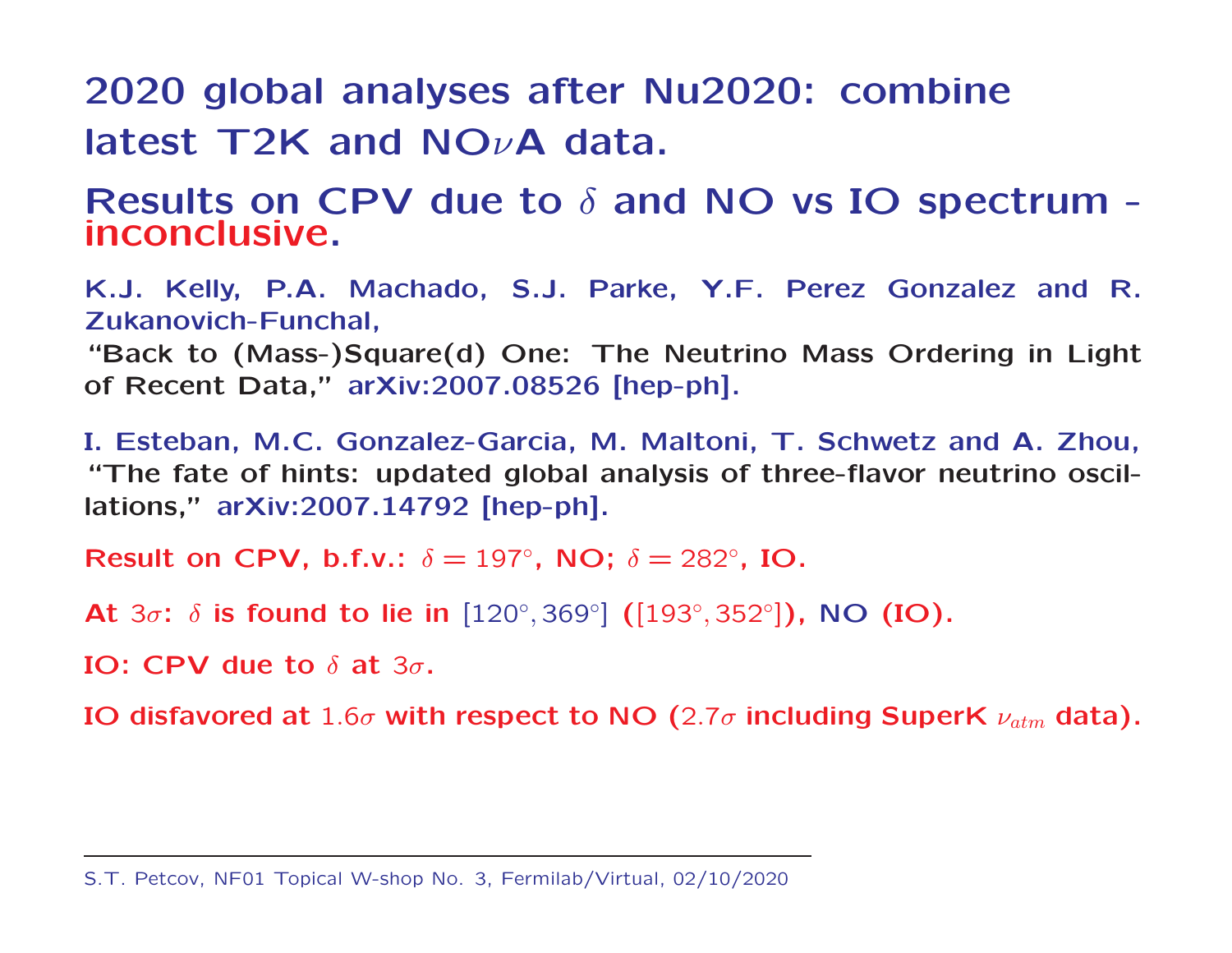## 2020 global analyses after Nu2020: combine latest T2K and NO$\nu$A data.

## Results on CPV due to $\delta$ and NO vs IO spectrum - inconclusive.

K.J. Kelly, P.A. Machado, S.J. Parke, Y.F. Perez Gonzalez and R. Zukanovich-Funchal,
"Back to (Mass-)Square(d) One: The Neutrino Mass Ordering in Light of Recent Data," arXiv:2007.08526 [hep-ph].

I. Esteban, M.C. Gonzalez-Garcia, M. Maltoni, T. Schwetz and A. Zhou,
"The fate of hints: updated global analysis of three-flavor neutrino oscillations," arXiv:2007.14792 [hep-ph].

Result on CPV, b.f.v.: $\delta = 197^{\circ}$, NO; $\delta = 282^{\circ}$, IO.

At $3\sigma$: $\delta$ is found to lie in $[120^{\circ}, 369^{\circ}]$ ($[193^{\circ}, 352^{\circ}]$), NO (IO).

IO: CPV due to $\delta$ at $3\sigma$.

IO disfavored at $1.6\sigma$ with respect to NO ($2.7\sigma$ including SuperK $\nu_{atm}$ data).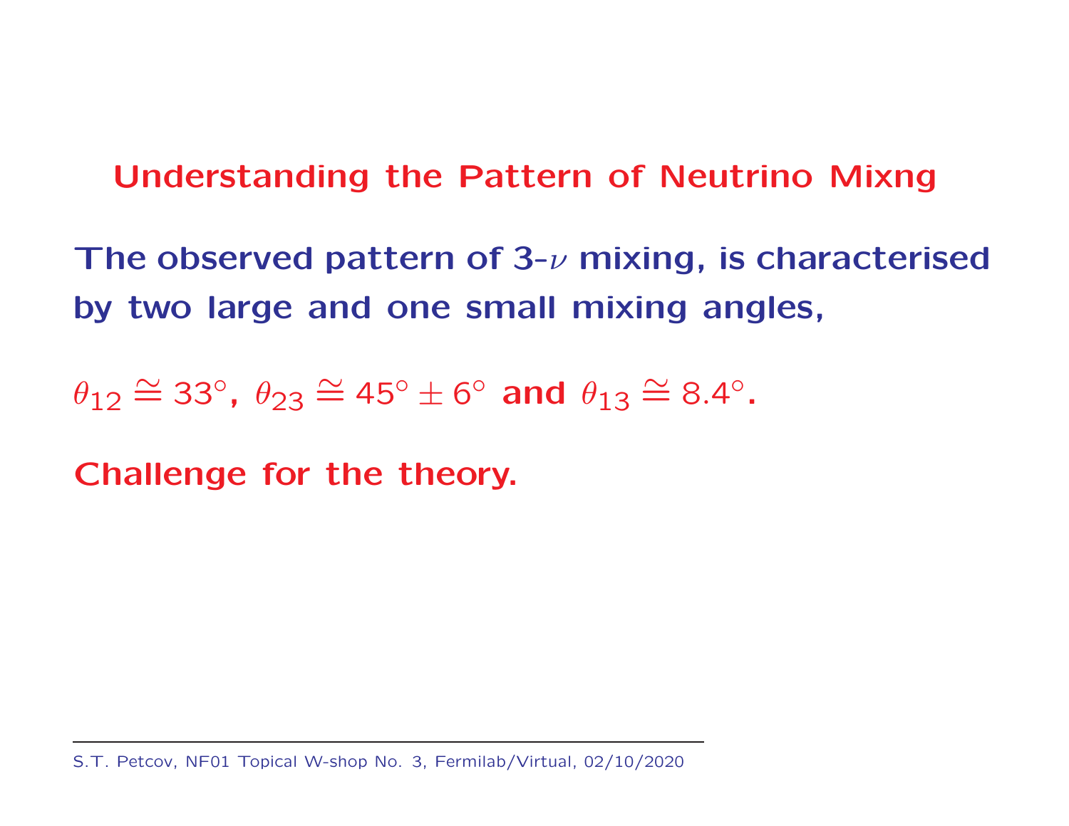## Understanding the Pattern of Neutrino Mixng

**The observed pattern of 3-$\nu$ mixing, is characterised by two large and one small mixing angles,**

$\theta_{12} \cong 33^\circ$, $\theta_{23} \cong 45^\circ \pm 6^\circ$ **and** $\theta_{13} \cong 8.4^\circ$.

**Challenge for the theory.**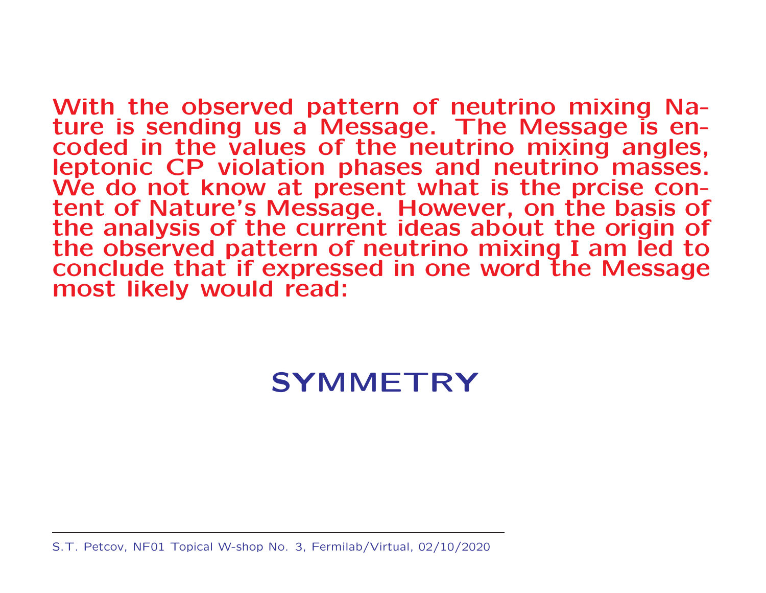**With the observed pattern of neutrino mixing Nature is sending us a Message. The Message is encoded in the values of the neutrino mixing angles, leptonic CP violation phases and neutrino masses. We do not know at present what is the prcise content of Nature's Message. However, on the basis of the analysis of the current ideas about the origin of the observed pattern of neutrino mixing I am led to conclude that if expressed in one word the Message most likely would read:**

**SYMMETRY**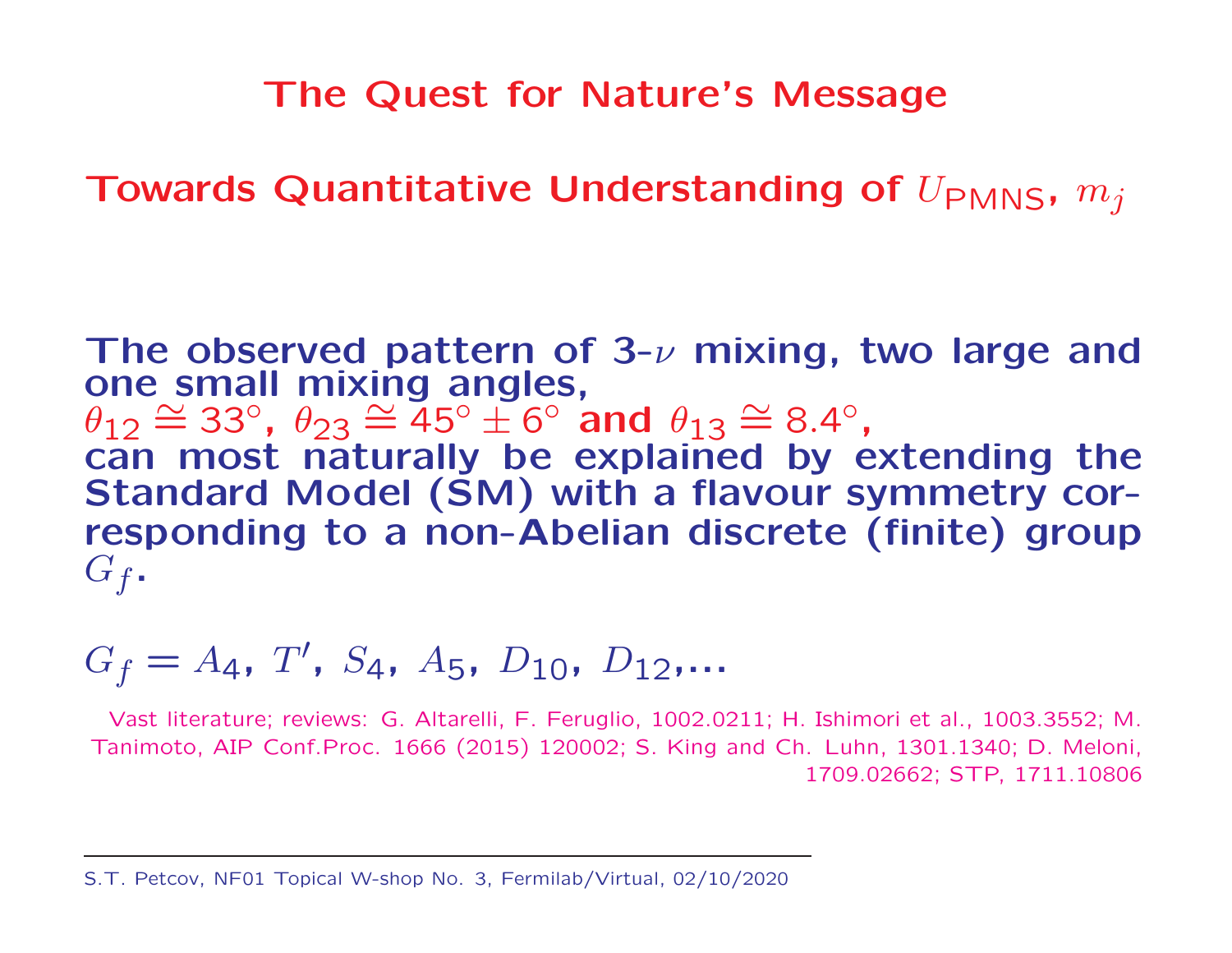# The Quest for Nature's Message

## Towards Quantitative Understanding of $U_{\text{PMNS}}$, $m_j$

**The observed pattern of 3-$\nu$ mixing, two large and one small mixing angles,**
$\theta_{12} \cong 33^{\circ}$, $\theta_{23} \cong 45^{\circ} \pm 6^{\circ}$ **and** $\theta_{13} \cong 8.4^{\circ}$,
**can most naturally be explained by extending the Standard Model (SM) with a flavour symmetry corresponding to a non-Abelian discrete (finite) group** $G_f$.

$G_f = A_4,\ T',\ S_4,\ A_5,\ D_{10},\ D_{12}, \ldots$

Vast literature; reviews: G. Altarelli, F. Feruglio, 1002.0211; H. Ishimori et al., 1003.3552; M. Tanimoto, AIP Conf.Proc. 1666 (2015) 120002; S. King and Ch. Luhn, 1301.1340; D. Meloni, 1709.02662; STP, 1711.10806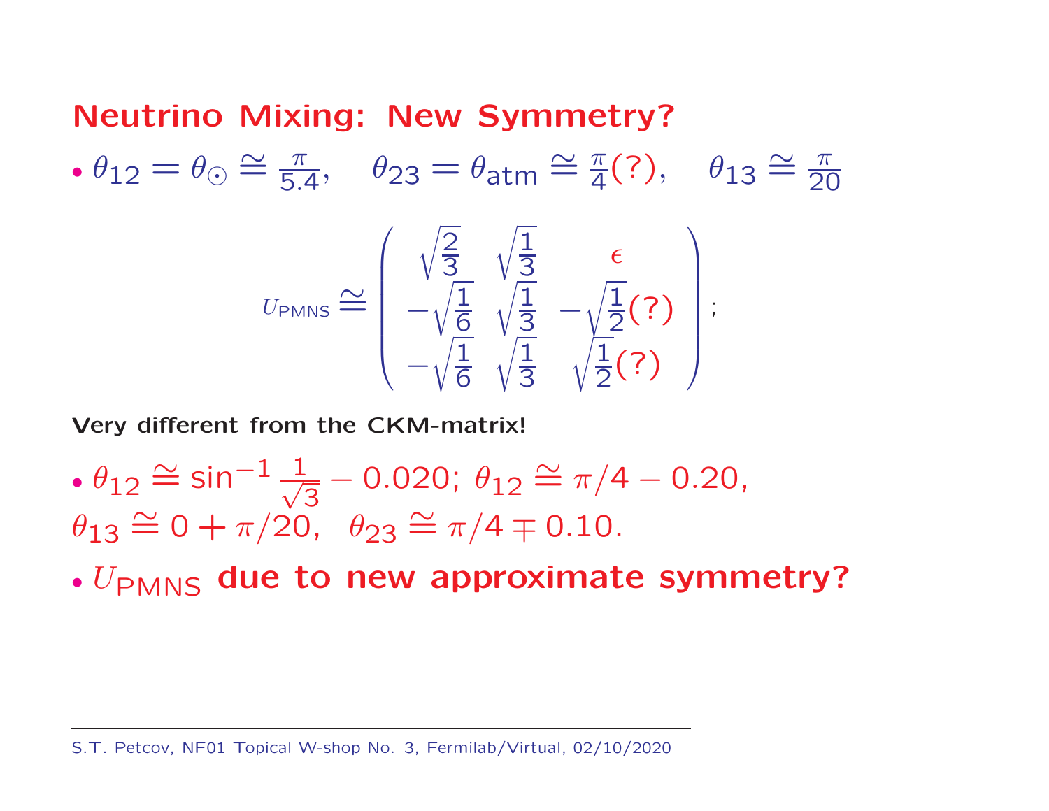# Neutrino Mixing: New Symmetry?

- $\theta_{12} = \theta_{\odot} \cong \frac{\pi}{5.4}$, $\quad \theta_{23} = \theta_{\text{atm}} \cong \frac{\pi}{4}(?)$, $\quad \theta_{13} \cong \frac{\pi}{20}$

$$U_{\text{PMNS}} \cong \begin{pmatrix} \sqrt{\frac{2}{3}} & \sqrt{\frac{1}{3}} & \epsilon \\ -\sqrt{\frac{1}{6}} & \sqrt{\frac{1}{3}} & -\sqrt{\frac{1}{2}}(?) \\ -\sqrt{\frac{1}{6}} & \sqrt{\frac{1}{3}} & \sqrt{\frac{1}{2}}(?) \end{pmatrix};$$

**Very different from the CKM-matrix!**

- $\theta_{12} \cong \sin^{-1}\frac{1}{\sqrt{3}} - 0.020$; $\theta_{12} \cong \pi/4 - 0.20$,
$\theta_{13} \cong 0 + \pi/20$, $\quad \theta_{23} \cong \pi/4 \mp 0.10$.

- $U_{\text{PMNS}}$ **due to new approximate symmetry?**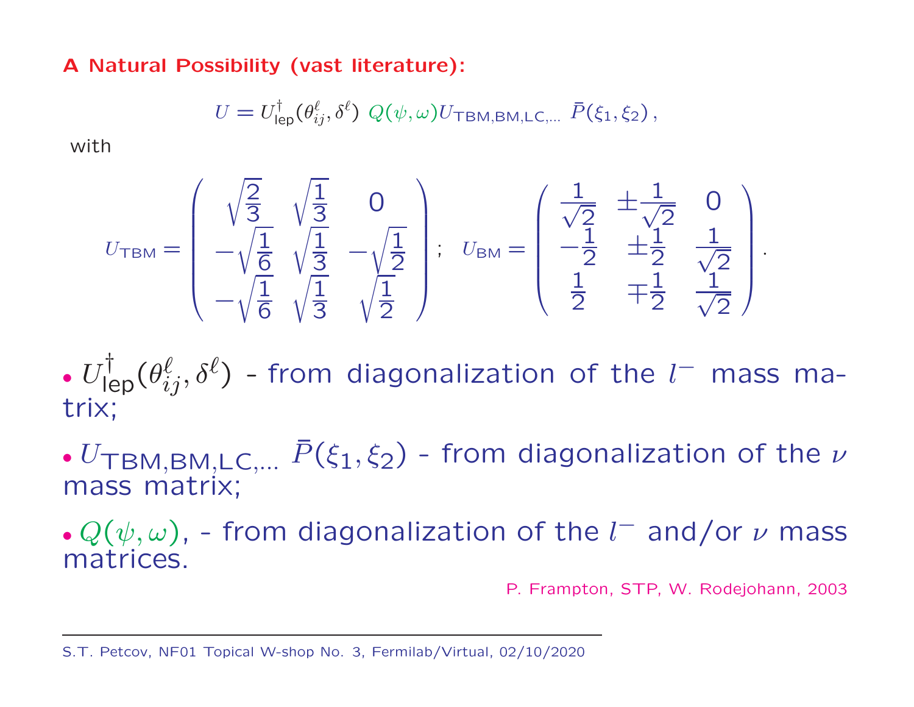**A Natural Possibility (vast literature):**

$$U = U_{\rm lep}^{\dagger}(\theta^{\ell}_{ij}, \delta^{\ell})\ Q(\psi, \omega) U_{\rm TBM,BM,LC,...}\ \bar{P}(\xi_1, \xi_2)\,,$$

with

$$U_{\rm TBM} = \begin{pmatrix} \sqrt{\frac{2}{3}} & \sqrt{\frac{1}{3}} & 0 \\ -\sqrt{\frac{1}{6}} & \sqrt{\frac{1}{3}} & -\sqrt{\frac{1}{2}} \\ -\sqrt{\frac{1}{6}} & \sqrt{\frac{1}{3}} & \sqrt{\frac{1}{2}} \end{pmatrix};\ \ U_{\rm BM} = \begin{pmatrix} \frac{1}{\sqrt{2}} & \pm\frac{1}{\sqrt{2}} & 0 \\ -\frac{1}{2} & \pm\frac{1}{2} & \frac{1}{\sqrt{2}} \\ \frac{1}{2} & \mp\frac{1}{2} & \frac{1}{\sqrt{2}} \end{pmatrix}.$$

- $U_{\rm lep}^{\dagger}(\theta^{\ell}_{ij}, \delta^{\ell})$ - from diagonalization of the $l^-$ mass matrix;
- $U_{\rm TBM,BM,LC,...}\ \bar{P}(\xi_1, \xi_2)$ - from diagonalization of the $\nu$ mass matrix;
- $Q(\psi, \omega)$, - from diagonalization of the $l^-$ and/or $\nu$ mass matrices.

P. Frampton, STP, W. Rodejohann, 2003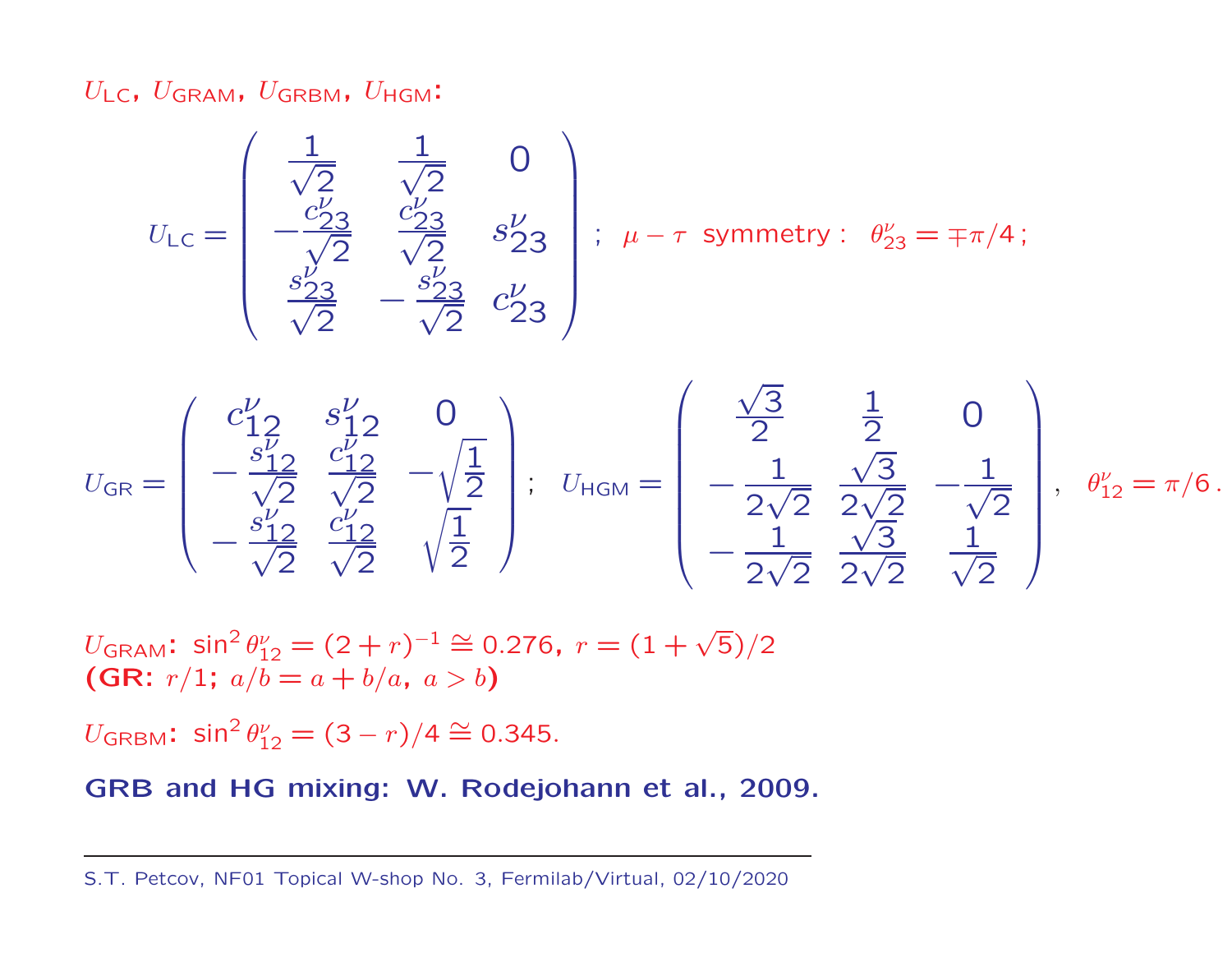$U_{\rm LC}$, $U_{\rm GRAM}$, $U_{\rm GRBM}$, $U_{\rm HGM}$:

$$U_{\rm LC} = \begin{pmatrix} \frac{1}{\sqrt{2}} & \frac{1}{\sqrt{2}} & 0 \\ -\frac{c^{\nu}_{23}}{\sqrt{2}} & \frac{c^{\nu}_{23}}{\sqrt{2}} & s^{\nu}_{23} \\ \frac{s^{\nu}_{23}}{\sqrt{2}} & -\frac{s^{\nu}_{23}}{\sqrt{2}} & c^{\nu}_{23} \end{pmatrix}; \;\; \mu-\tau \;\; \text{symmetry}: \;\; \theta^{\nu}_{23} = \mp\pi/4\,;$$

$$U_{\rm GR} = \begin{pmatrix} c^{\nu}_{12} & s^{\nu}_{12} & 0 \\ -\frac{s^{\nu}_{12}}{\sqrt{2}} & \frac{c^{\nu}_{12}}{\sqrt{2}} & -\sqrt{\frac{1}{2}} \\ -\frac{s^{\nu}_{12}}{\sqrt{2}} & \frac{c^{\nu}_{12}}{\sqrt{2}} & \sqrt{\frac{1}{2}} \end{pmatrix}; \;\; U_{\rm HGM} = \begin{pmatrix} \frac{\sqrt{3}}{2} & \frac{1}{2} & 0 \\ -\frac{1}{2\sqrt{2}} & \frac{\sqrt{3}}{2\sqrt{2}} & -\frac{1}{\sqrt{2}} \\ -\frac{1}{2\sqrt{2}} & \frac{\sqrt{3}}{2\sqrt{2}} & \frac{1}{\sqrt{2}} \end{pmatrix}, \;\; \theta^{\nu}_{12} = \pi/6\,.$$

$U_{\rm GRAM}$: $\sin^2\theta^{\nu}_{12} = (2+r)^{-1} \cong 0.276$, $r = (1+\sqrt{5})/2$
**(GR:** $r/1$; $a/b = a + b/a$, $a > b$**)**

$U_{\rm GRBM}$: $\sin^2\theta^{\nu}_{12} = (3-r)/4 \cong 0.345$.

**GRB and HG mixing: W. Rodejohann et al., 2009.**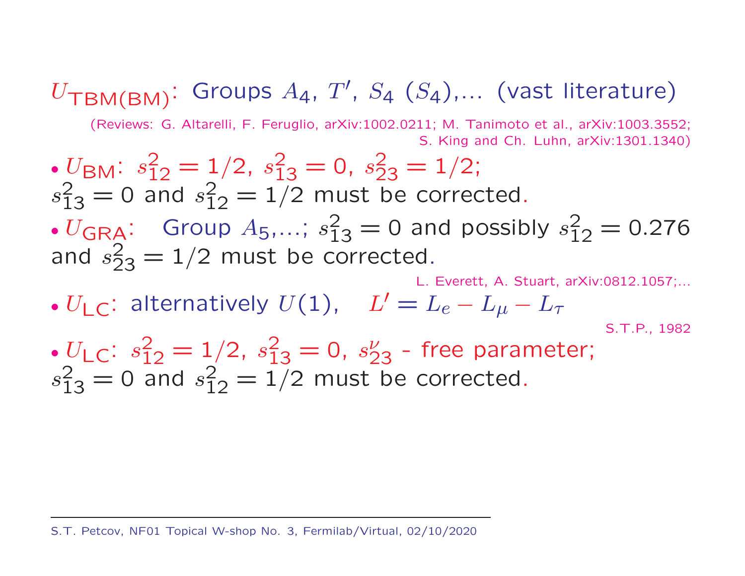$U_{\text{TBM(BM)}}$: Groups $A_4$, $T'$, $S_4$ ($S_4$),... (vast literature)

(Reviews: G. Altarelli, F. Feruglio, arXiv:1002.0211; M. Tanimoto et al., arXiv:1003.3552; S. King and Ch. Luhn, arXiv:1301.1340)

- $U_{\text{BM}}$: $s^2_{12} = 1/2$, $s^2_{13} = 0$, $s^2_{23} = 1/2$;
  $s^2_{13} = 0$ and $s^2_{12} = 1/2$ must be corrected.
- $U_{\text{GRA}}$: Group $A_5$,...; $s^2_{13} = 0$ and possibly $s^2_{12} = 0.276$ and $s^2_{23} = 1/2$ must be corrected.

L. Everett, A. Stuart, arXiv:0812.1057;...

- $U_{\text{LC}}$: alternatively $U(1)$, $\quad L' = L_e - L_\mu - L_\tau$

S.T.P., 1982

- $U_{\text{LC}}$: $s^2_{12} = 1/2$, $s^2_{13} = 0$, $s^{\nu}_{23}$ - free parameter;
  $s^2_{13} = 0$ and $s^2_{12} = 1/2$ must be corrected.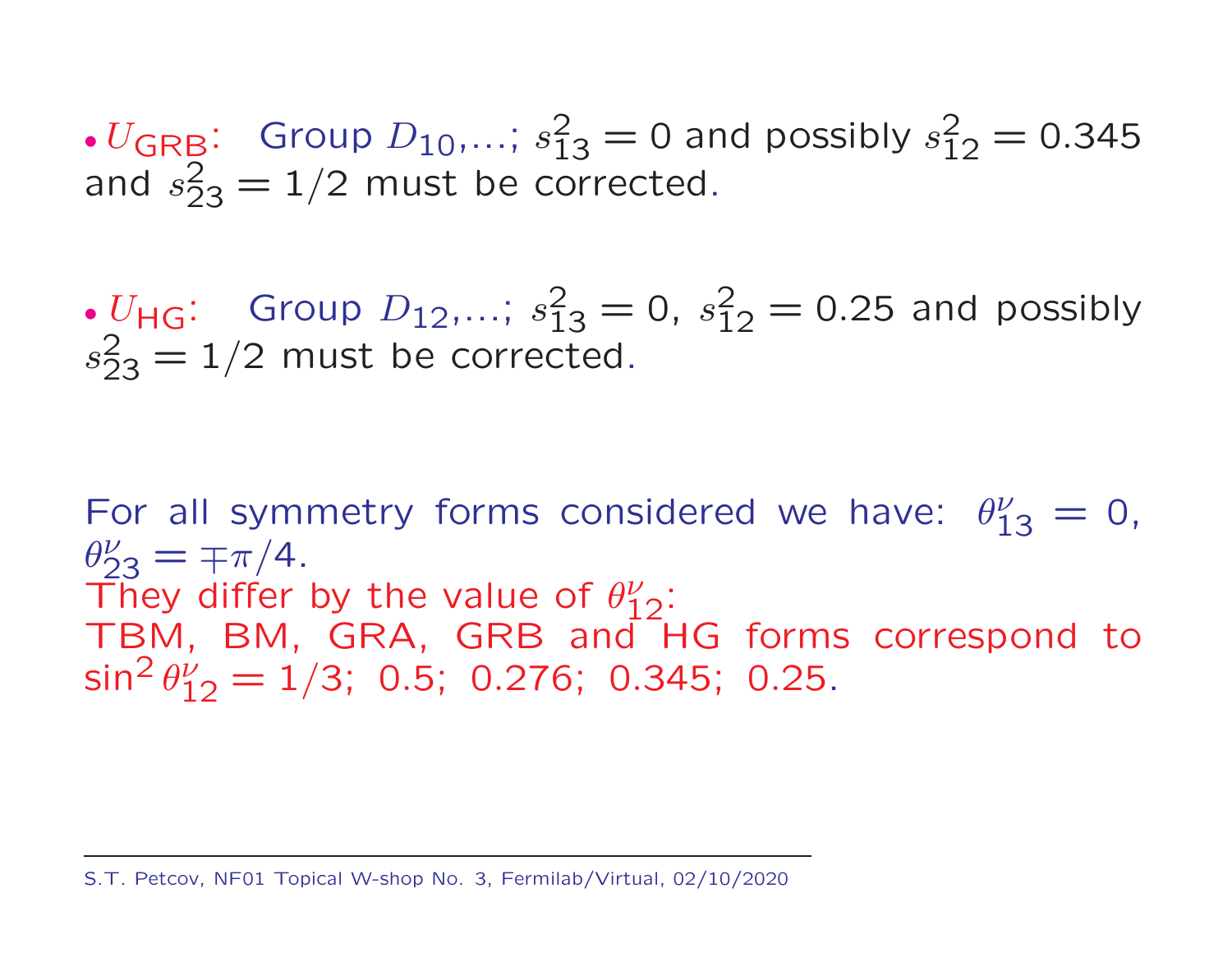• $U_{\text{GRB}}$: Group $D_{10}, \ldots$; $s^2_{13} = 0$ and possibly $s^2_{12} = 0.345$ and $s^2_{23} = 1/2$ must be corrected.

• $U_{\text{HG}}$: Group $D_{12}, \ldots$; $s^2_{13} = 0$, $s^2_{12} = 0.25$ and possibly $s^2_{23} = 1/2$ must be corrected.

For all symmetry forms considered we have: $\theta^{\nu}_{13} = 0$, $\theta^{\nu}_{23} = \mp\pi/4$.
They differ by the value of $\theta^{\nu}_{12}$:
TBM, BM, GRA, GRB and HG forms correspond to $\sin^2\theta^{\nu}_{12} = 1/3;\ 0.5;\ 0.276;\ 0.345;\ 0.25$.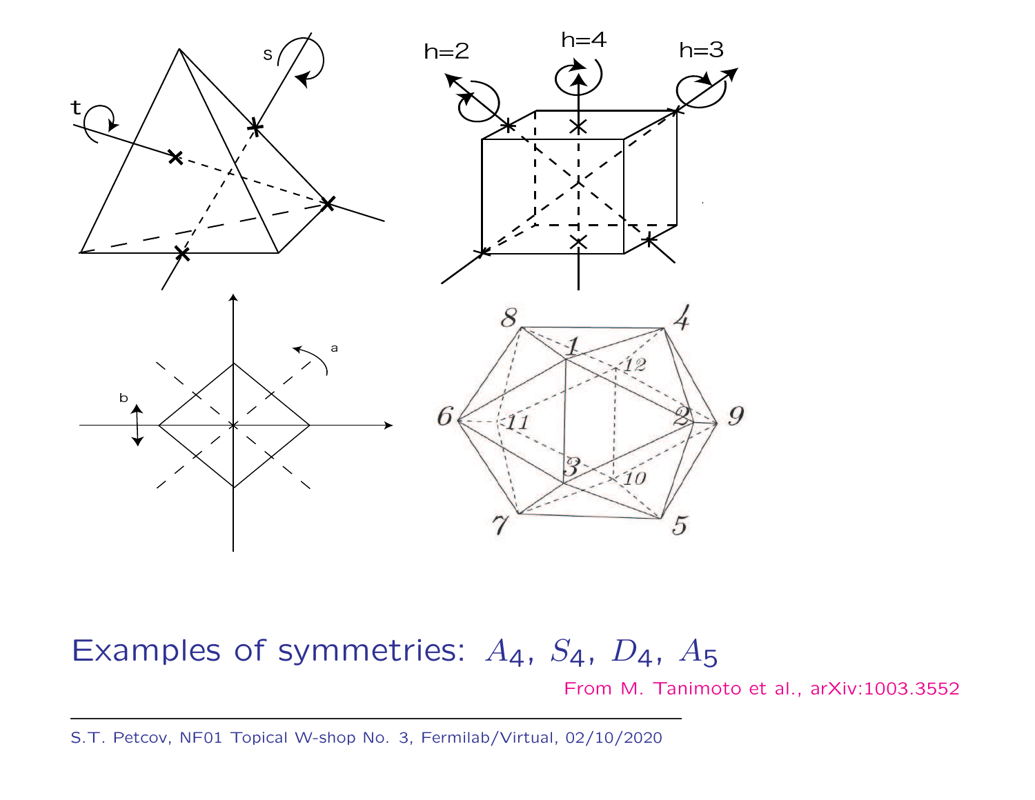t

s

h=2

h=4

h=3

b

a

8

4

1

12

6

11

2

9

3

10

7

5

Examples of symmetries: $A_4$, $S_4$, $D_4$, $A_5$

From M. Tanimoto et al., arXiv:1003.3552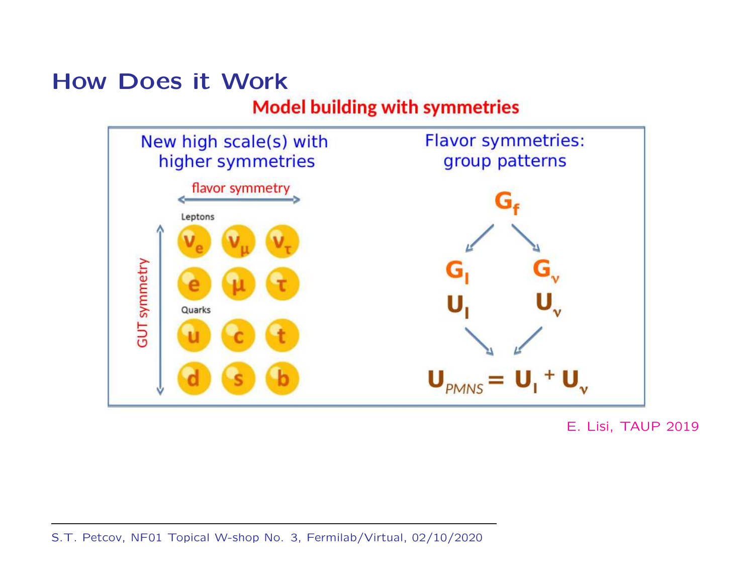# How Does it Work

**Model building with symmetries**

New high scale(s) with higher symmetries

flavor symmetry

GUT symmetry

Leptons

$\nu_e$ $\nu_\mu$ $\nu_\tau$

e μ τ

Quarks

u c t

d s b

Flavor symmetries: group patterns

$G_f$

$G_l$ $G_\nu$

$U_l$ $U_\nu$

$U_{PMNS} = U_l^+ U_\nu$

E. Lisi, TAUP 2019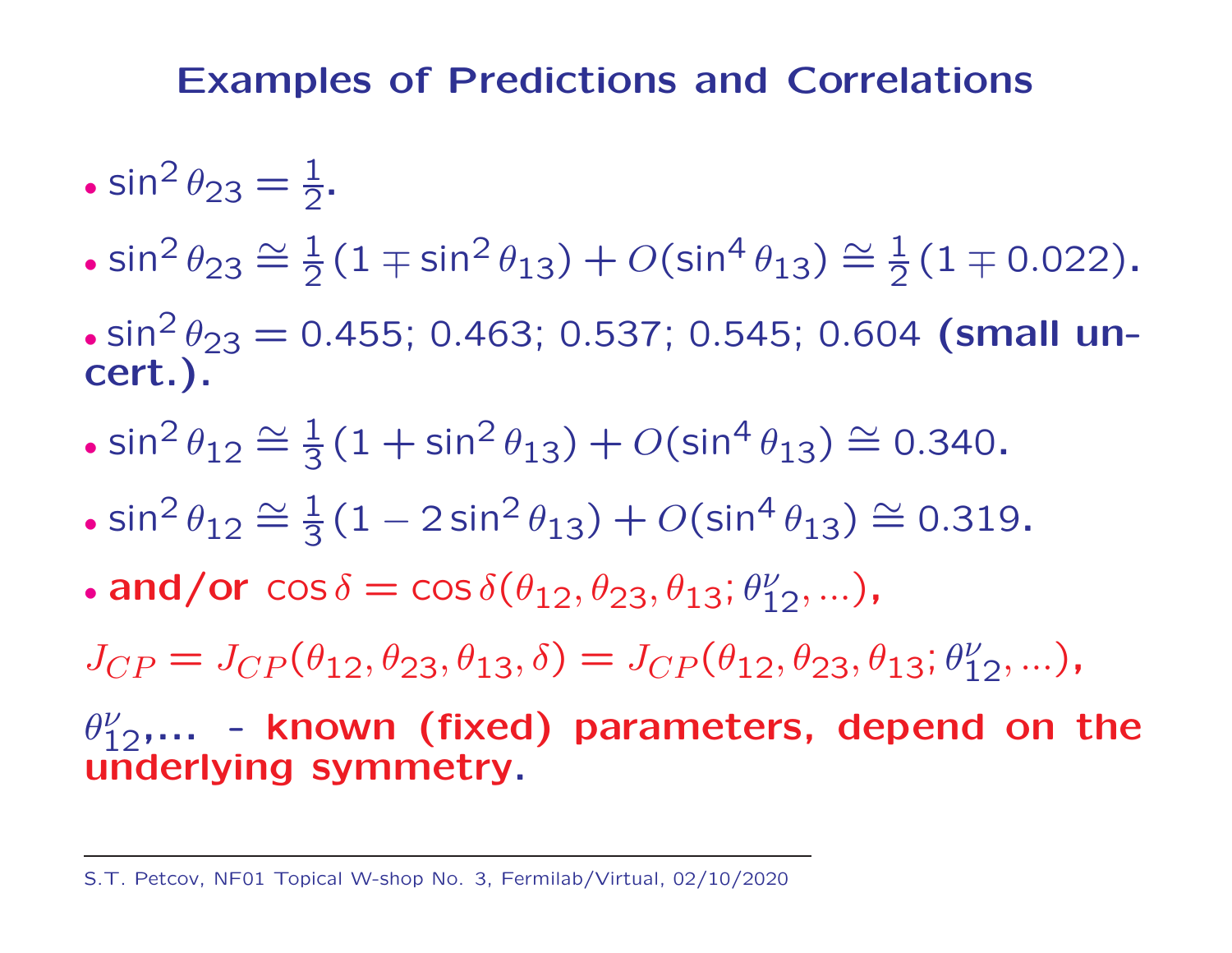# Examples of Predictions and Correlations

- $\sin^2\theta_{23} = \frac{1}{2}$.
- $\sin^2\theta_{23} \cong \frac{1}{2}(1 \mp \sin^2\theta_{13}) + O(\sin^4\theta_{13}) \cong \frac{1}{2}(1 \mp 0.022)$.
- $\sin^2\theta_{23} = 0.455;\ 0.463;\ 0.537;\ 0.545;\ 0.604$ **(small uncert.).**
- $\sin^2\theta_{12} \cong \frac{1}{3}(1 + \sin^2\theta_{13}) + O(\sin^4\theta_{13}) \cong 0.340$.
- $\sin^2\theta_{12} \cong \frac{1}{3}(1 - 2\sin^2\theta_{13}) + O(\sin^4\theta_{13}) \cong 0.319$.
- **and/or** $\cos\delta = \cos\delta(\theta_{12}, \theta_{23}, \theta_{13}; \theta^{\nu}_{12}, ...)$,

$J_{CP} = J_{CP}(\theta_{12}, \theta_{23}, \theta_{13}, \delta) = J_{CP}(\theta_{12}, \theta_{23}, \theta_{13}; \theta^{\nu}_{12}, ...)$,

$\theta^{\nu}_{12}$,... **- known (fixed) parameters, depend on the underlying symmetry.**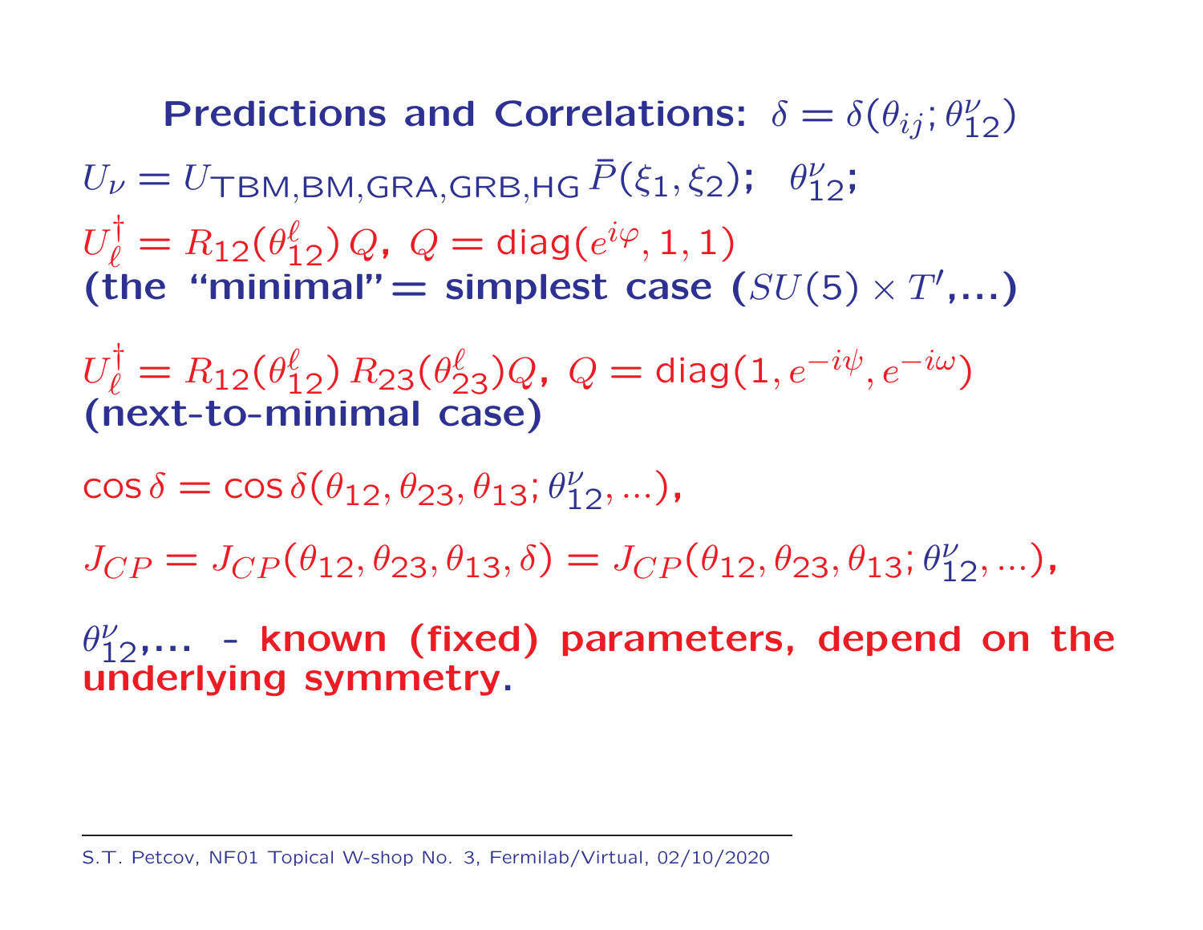## Predictions and Correlations: $\delta = \delta(\theta_{ij}; \theta^{\nu}_{12})$

$U_{\nu} = U_{\text{TBM,BM,GRA,GRB,HG}}\, \bar{P}(\xi_1, \xi_2)$; $\theta^{\nu}_{12}$;

$U^{\dagger}_{\ell} = R_{12}(\theta^{\ell}_{12})\, Q$, $Q = \text{diag}(e^{i\varphi}, 1, 1)$
**(the "minimal"= simplest case ($SU(5) \times T'$,...)**

$U^{\dagger}_{\ell} = R_{12}(\theta^{\ell}_{12})\, R_{23}(\theta^{\ell}_{23}) Q$, $Q = \text{diag}(1, e^{-i\psi}, e^{-i\omega})$
**(next-to-minimal case)**

$\cos\delta = \cos\delta(\theta_{12}, \theta_{23}, \theta_{13}; \theta^{\nu}_{12}, ...)$,

$J_{CP} = J_{CP}(\theta_{12}, \theta_{23}, \theta_{13}, \delta) = J_{CP}(\theta_{12}, \theta_{23}, \theta_{13}; \theta^{\nu}_{12}, ...)$,

$\theta^{\nu}_{12}$,... **- known (fixed) parameters, depend on the underlying symmetry.**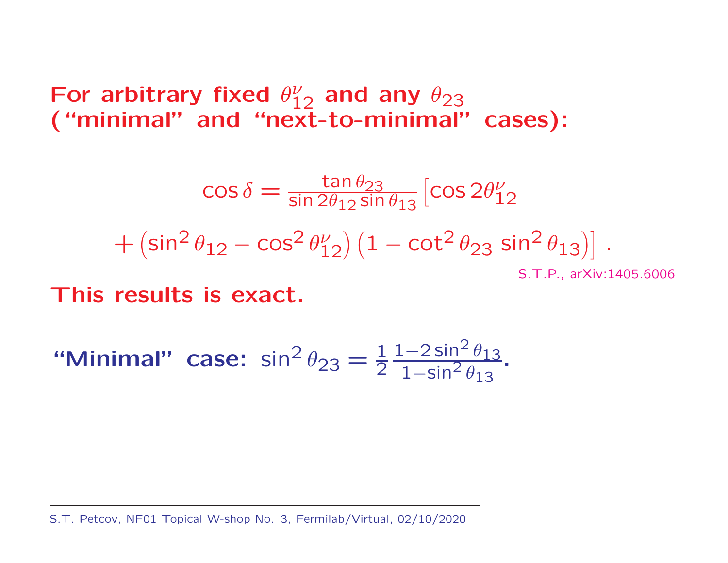**For arbitrary fixed $\theta^{\nu}_{12}$ and any $\theta_{23}$ ("minimal" and "next-to-minimal" cases):**

$$\cos\delta = \frac{\tan\theta_{23}}{\sin 2\theta_{12} \sin\theta_{13}} \left[\cos 2\theta^{\nu}_{12} + \left(\sin^2\theta_{12} - \cos^2\theta^{\nu}_{12}\right)\left(1 - \cot^2\theta_{23}\, \sin^2\theta_{13}\right)\right].$$

S.T.P., arXiv:1405.6006

**This results is exact.**

**"Minimal" case:** $\sin^2\theta_{23} = \frac{1}{2}\frac{1-2\sin^2\theta_{13}}{1-\sin^2\theta_{13}}$.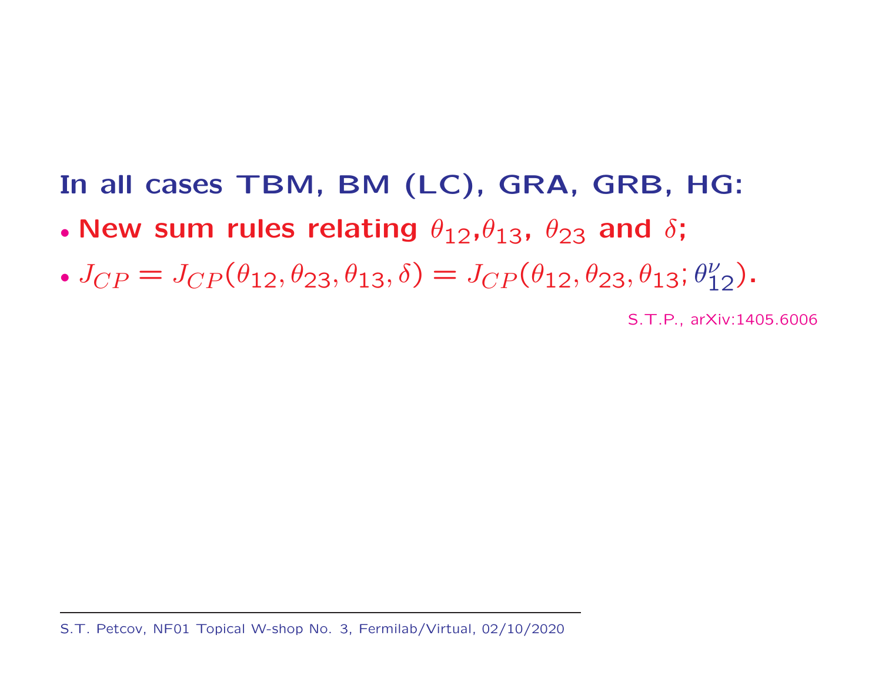**In all cases TBM, BM (LC), GRA, GRB, HG:**

- **New sum rules relating $\theta_{12}$,$\theta_{13}$, $\theta_{23}$ and $\delta$;**
- $J_{CP} = J_{CP}(\theta_{12}, \theta_{23}, \theta_{13}, \delta) = J_{CP}(\theta_{12}, \theta_{23}, \theta_{13}; \theta^{\nu}_{12})$**.**

S.T.P., arXiv:1405.6006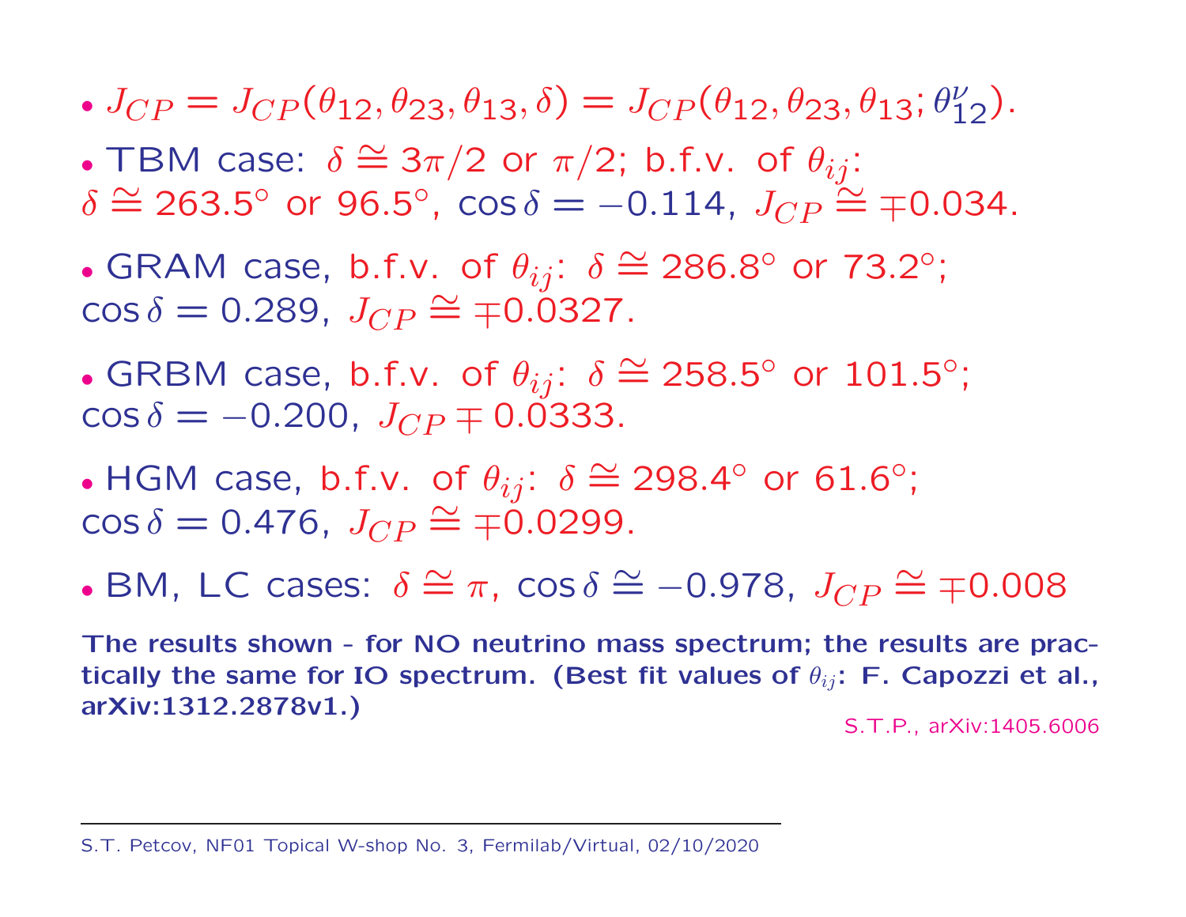- $J_{CP} = J_{CP}(\theta_{12}, \theta_{23}, \theta_{13}, \delta) = J_{CP}(\theta_{12}, \theta_{23}, \theta_{13}; \theta^{\nu}_{12})$.

- TBM case: $\delta \cong 3\pi/2$ or $\pi/2$; b.f.v. of $\theta_{ij}$: $\delta \cong 263.5^{\circ}$ or $96.5^{\circ}$, $\cos\delta = -0.114$, $J_{CP} \cong \mp 0.034$.

- GRAM case, b.f.v. of $\theta_{ij}$: $\delta \cong 286.8^{\circ}$ or $73.2^{\circ}$; $\cos\delta = 0.289$, $J_{CP} \cong \mp 0.0327$.

- GRBM case, b.f.v. of $\theta_{ij}$: $\delta \cong 258.5^{\circ}$ or $101.5^{\circ}$; $\cos\delta = -0.200$, $J_{CP} \mp 0.0333$.

- HGM case, b.f.v. of $\theta_{ij}$: $\delta \cong 298.4^{\circ}$ or $61.6^{\circ}$; $\cos\delta = 0.476$, $J_{CP} \cong \mp 0.0299$.

- BM, LC cases: $\delta \cong \pi$, $\cos\delta \cong -0.978$, $J_{CP} \cong \mp 0.008$

**The results shown - for NO neutrino mass spectrum; the results are practically the same for IO spectrum. (Best fit values of $\theta_{ij}$: F. Capozzi et al., arXiv:1312.2878v1.)**

S.T.P., arXiv:1405.6006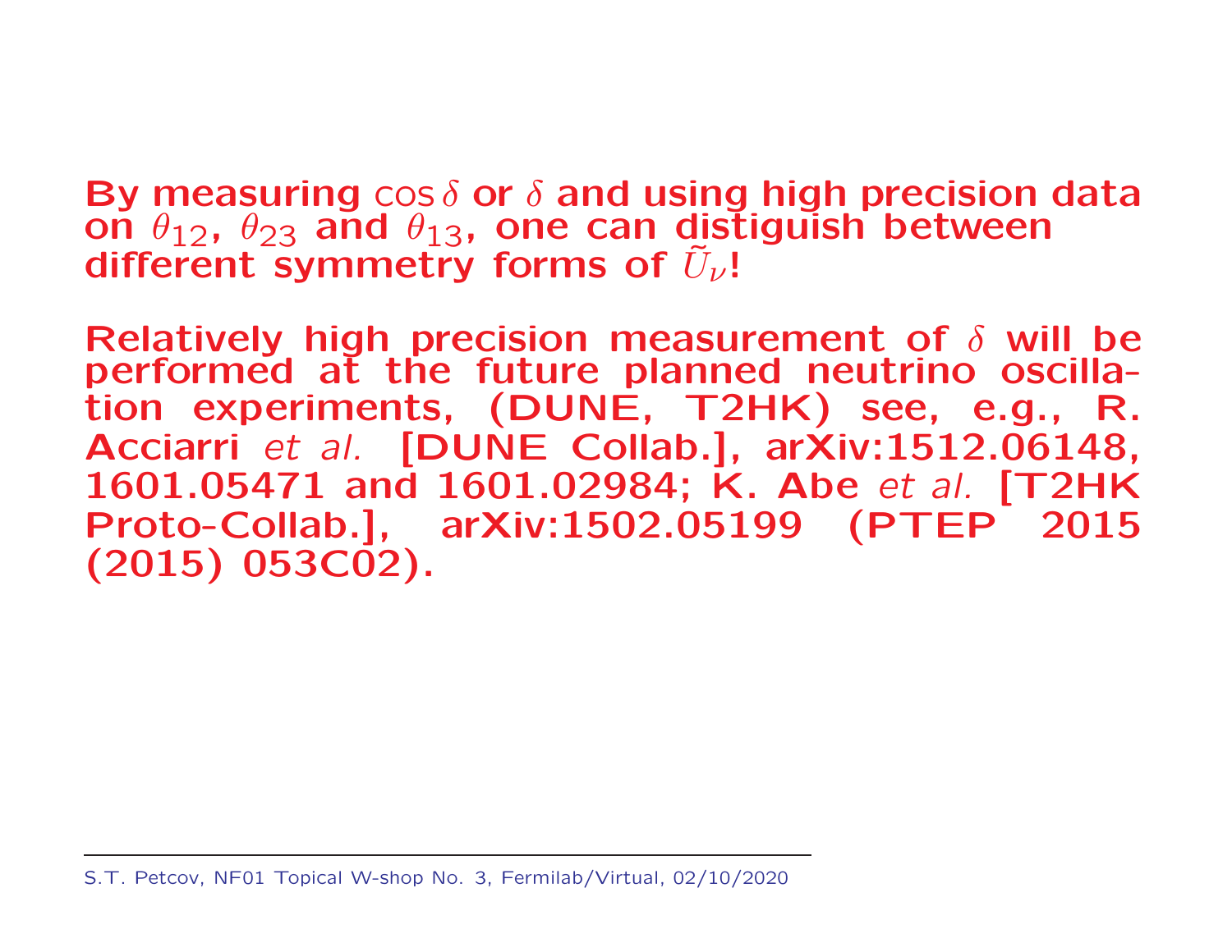**By measuring $\cos\delta$ or $\delta$ and using high precision data on $\theta_{12}$, $\theta_{23}$ and $\theta_{13}$, one can distiguish between different symmetry forms of $\tilde{U}_{\nu}$!**

**Relatively high precision measurement of $\delta$ will be performed at the future planned neutrino oscillation experiments, (DUNE, T2HK) see, e.g., R. Acciarri *et al.* [DUNE Collab.], arXiv:1512.06148, 1601.05471 and 1601.02984; K. Abe *et al.* [T2HK Proto-Collab.], arXiv:1502.05199 (PTEP 2015 (2015) 053C02).**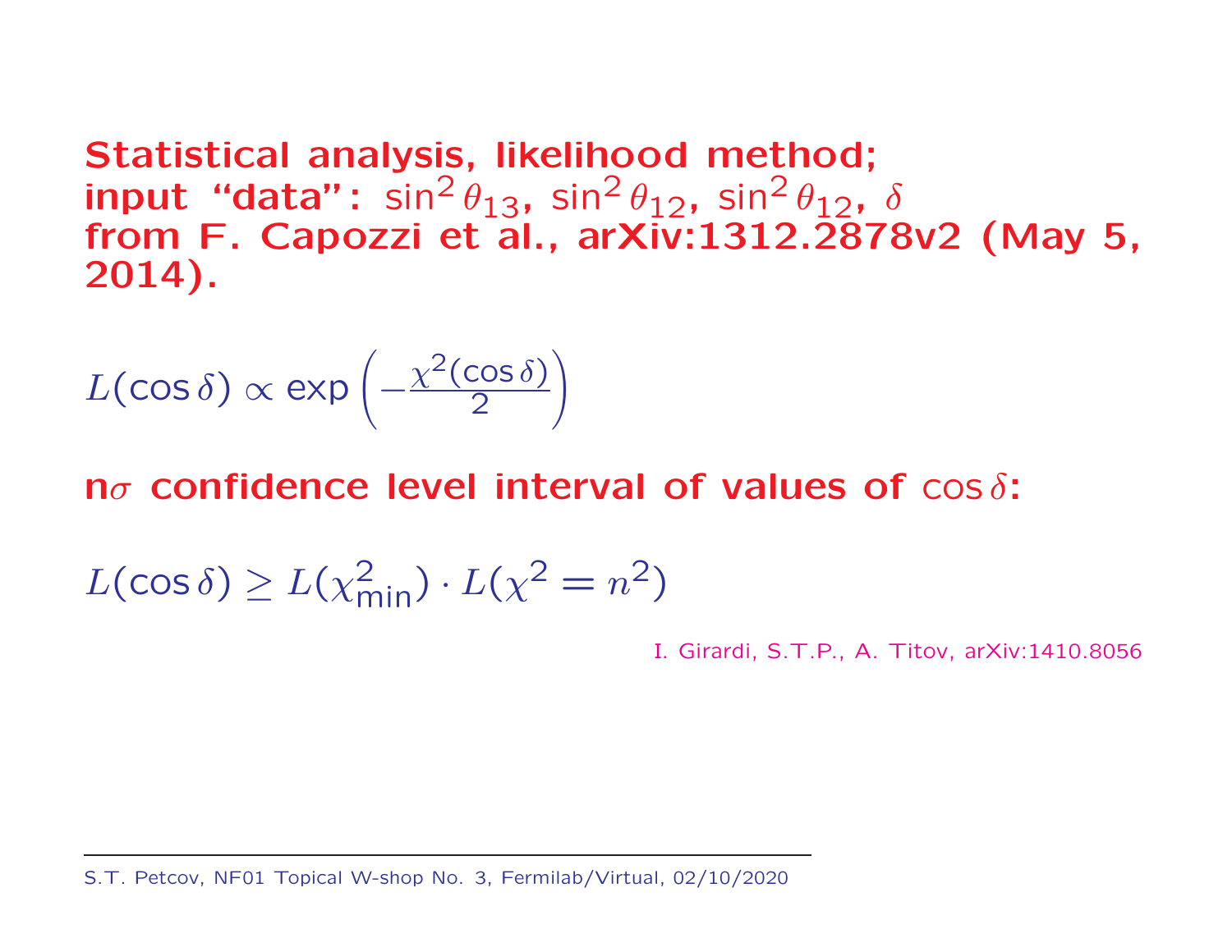**Statistical analysis, likelihood method; input "data": $\sin^2\theta_{13}$, $\sin^2\theta_{12}$, $\sin^2\theta_{12}$, $\delta$ from F. Capozzi et al., arXiv:1312.2878v2 (May 5, 2014).**

$$L(\cos\delta) \propto \exp\left(-\frac{\chi^2(\cos\delta)}{2}\right)$$

**n$\sigma$ confidence level interval of values of $\cos\delta$:**

$$L(\cos\delta) \geq L(\chi^2_{\text{min}}) \cdot L(\chi^2 = n^2)$$

I. Girardi, S.T.P., A. Titov, arXiv:1410.8056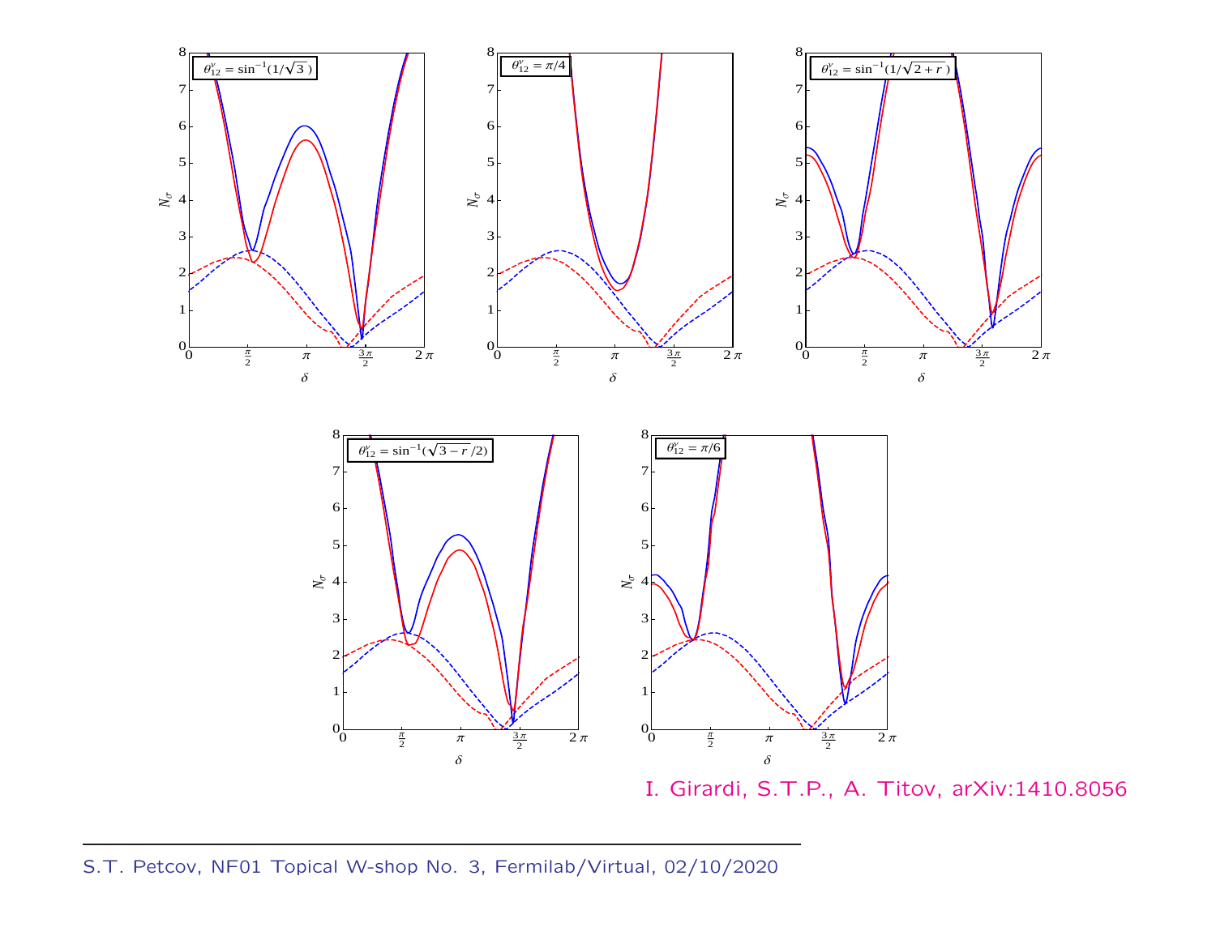$\theta_{12}^{\nu} = \sin^{-1}(1/\sqrt{3})$

$\theta_{12}^{\nu} = \pi/4$

$\theta_{12}^{\nu} = \sin^{-1}(1/\sqrt{2+r})$

$\theta_{12}^{\nu} = \sin^{-1}(\sqrt{3-r}/2)$

$\theta_{12}^{\nu} = \pi/6$

$N_{\sigma}$

0 1 2 3 4 5 6 7 8

$\delta$

0 $\frac{\pi}{2}$ $\pi$ $\frac{3\pi}{2}$ $2\pi$

I. Girardi, S.T.P., A. Titov, arXiv:1410.8056

S.T. Petcov, NF01 Topical W-shop No. 3, Fermilab/Virtual, 02/10/2020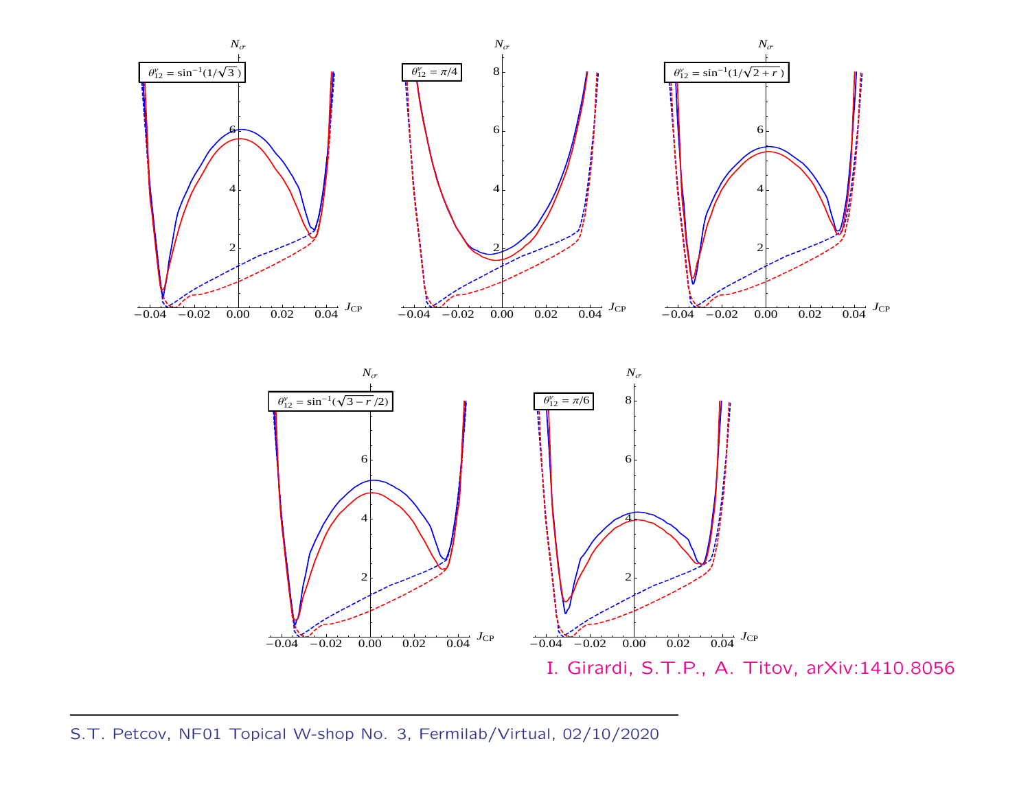$N_\sigma$

$\theta_{12}^\nu = \sin^{-1}(1/\sqrt{3})$

2

4

6

−0.04 −0.02 0.00 0.02 0.04 $J_{\rm CP}$

$N_\sigma$

$\theta_{12}^\nu = \pi/4$

2

4

6

8

−0.04 −0.02 0.00 0.02 0.04 $J_{\rm CP}$

$N_\sigma$

$\theta_{12}^\nu = \sin^{-1}(1/\sqrt{2+r})$

2

4

6

−0.04 −0.02 0.00 0.02 0.04 $J_{\rm CP}$

$N_\sigma$

$\theta_{12}^\nu = \sin^{-1}(\sqrt{3-r}/2)$

2

4

6

−0.04 −0.02 0.00 0.02 0.04 $J_{\rm CP}$

$N_\sigma$

$\theta_{12}^\nu = \pi/6$

2

4

6

8

−0.04 −0.02 0.00 0.02 0.04 $J_{\rm CP}$

I. Girardi, S.T.P., A. Titov, arXiv:1410.8056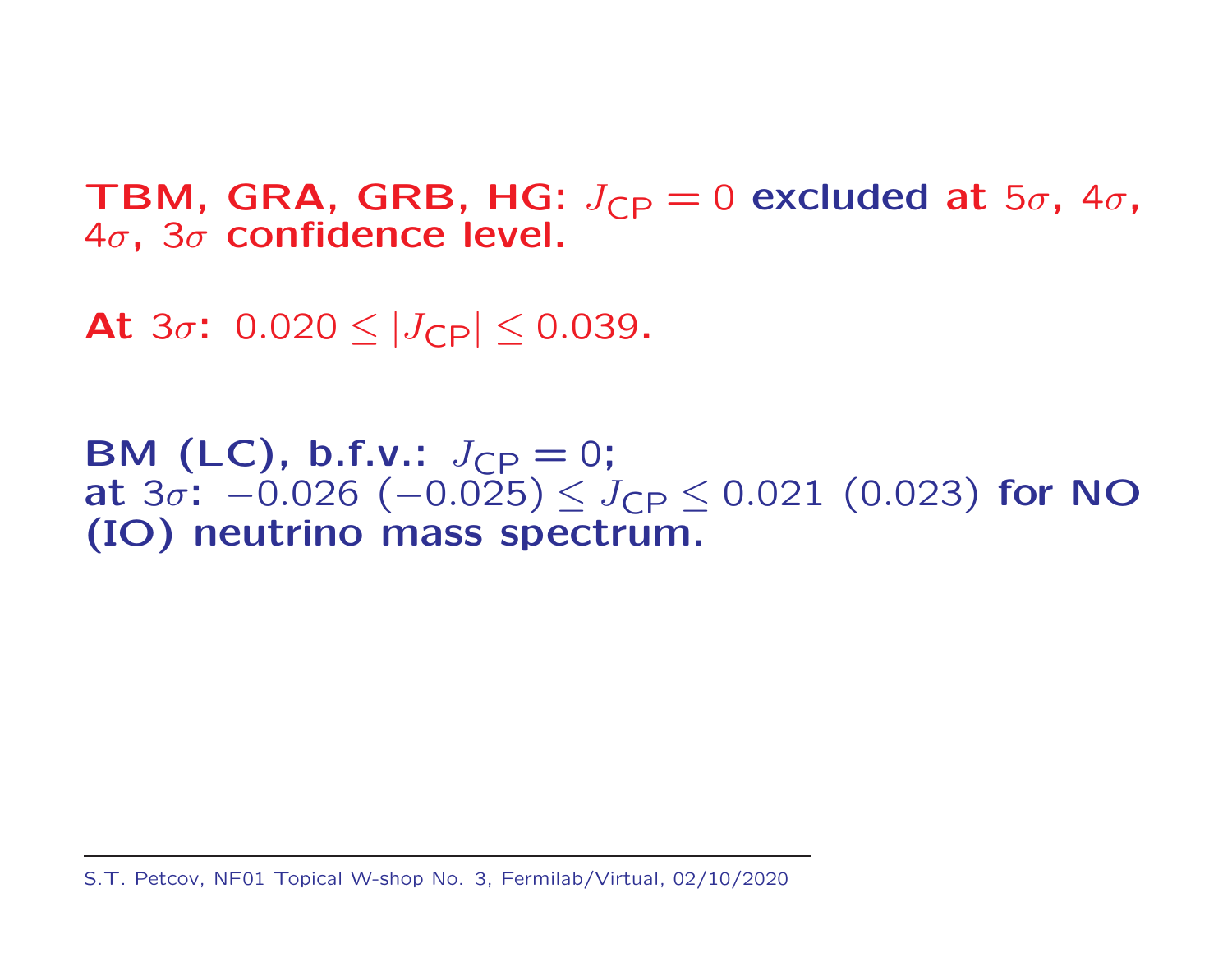**TBM, GRA, GRB, HG:** $J_{\text{CP}} = 0$ **excluded at** $5\sigma$, $4\sigma$, $4\sigma$, $3\sigma$ **confidence level.**

**At** $3\sigma$: $0.020 \leq |J_{\text{CP}}| \leq 0.039$.

**BM (LC), b.f.v.:** $J_{\text{CP}} = 0$;
**at** $3\sigma$: $-0.026$ $(-0.025) \leq J_{\text{CP}} \leq 0.021$ $(0.023)$ **for NO (IO) neutrino mass spectrum.**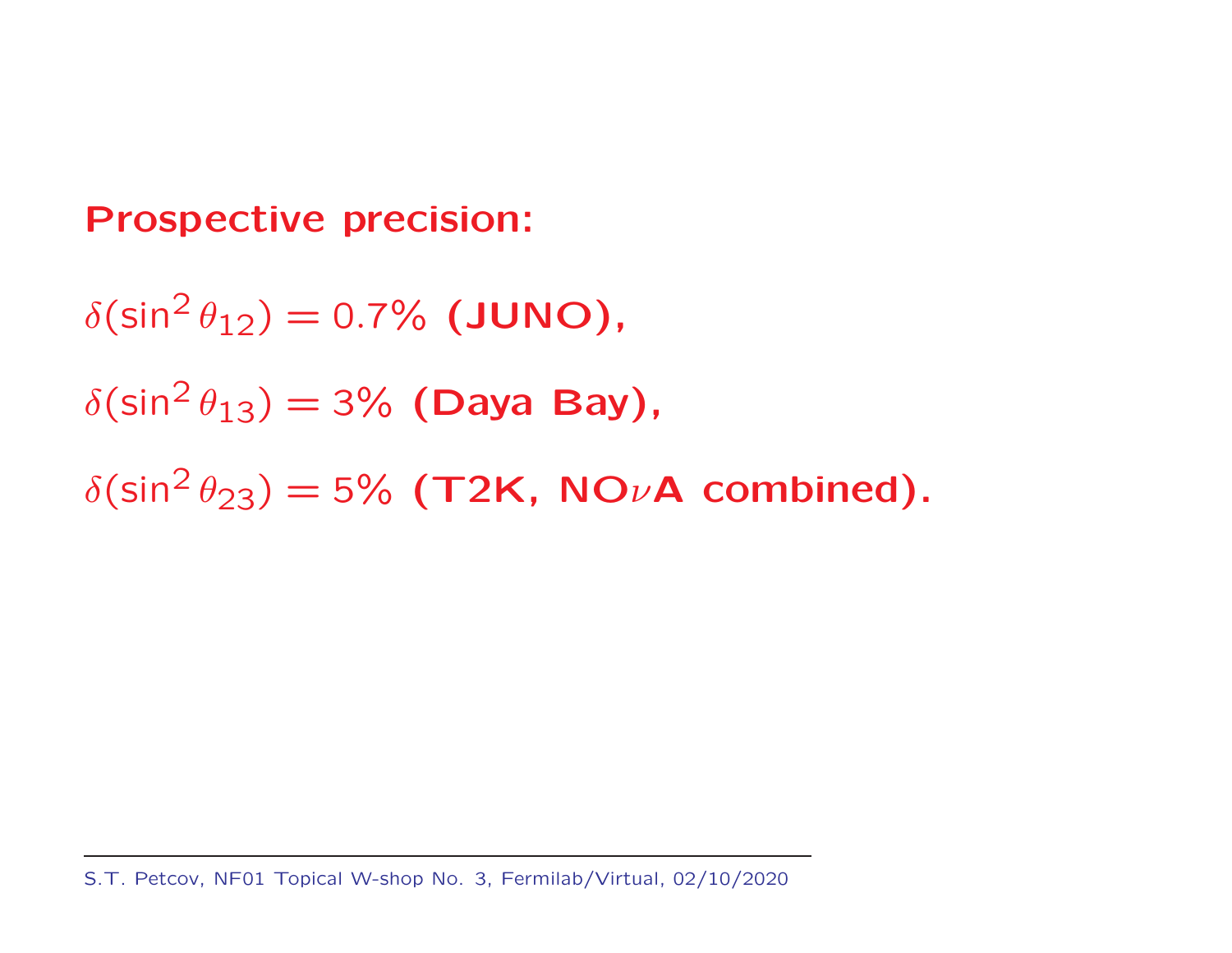**Prospective precision:**

$\delta(\sin^2\theta_{12}) = 0.7\%$ **(JUNO),**

$\delta(\sin^2\theta_{13}) = 3\%$ **(Daya Bay),**

$\delta(\sin^2\theta_{23}) = 5\%$ **(T2K, NO$\nu$A combined).**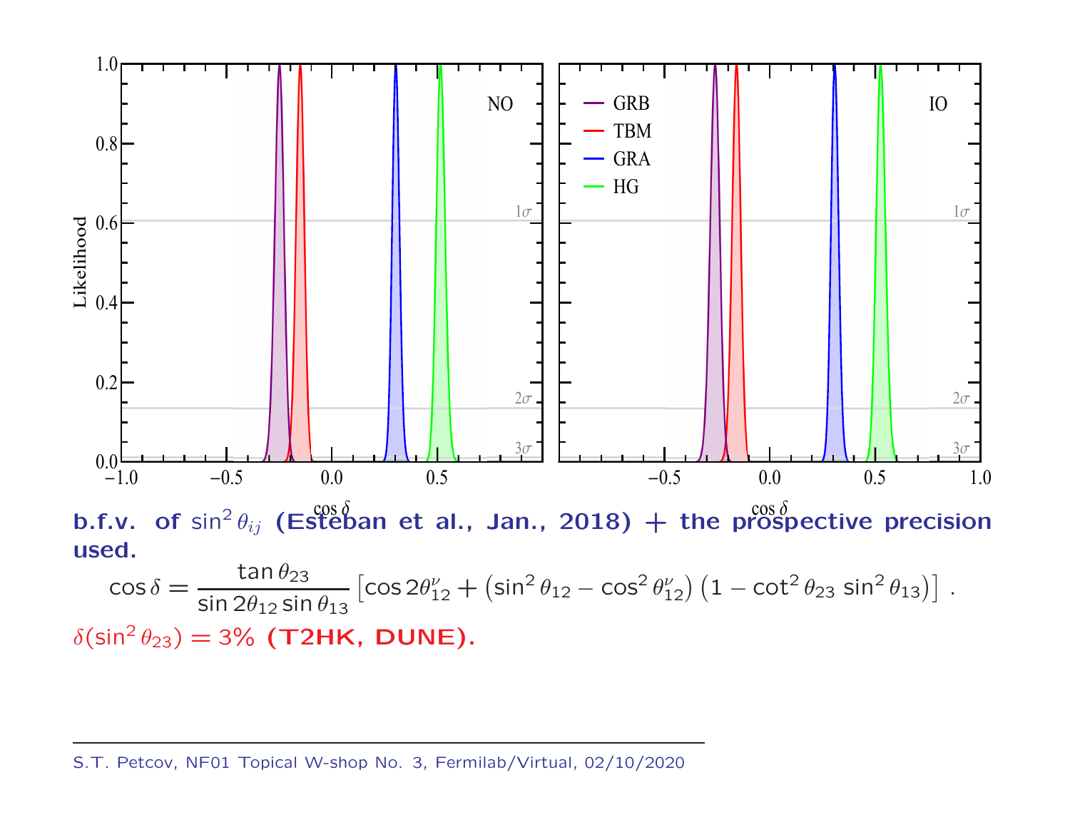b.f.v. of $\sin^2\theta_{ij}$ (Esteban et al., Jan., 2018) + the prospective precision used.

$$\cos\delta = \frac{\tan\theta_{23}}{\sin 2\theta_{12}\sin\theta_{13}}\left[\cos 2\theta^{\nu}_{12} + \left(\sin^2\theta_{12} - \cos^2\theta^{\nu}_{12}\right)\left(1 - \cot^2\theta_{23}\,\sin^2\theta_{13}\right)\right]\,.$$

$\delta(\sin^2\theta_{23}) = 3\%$ **(T2HK, DUNE).**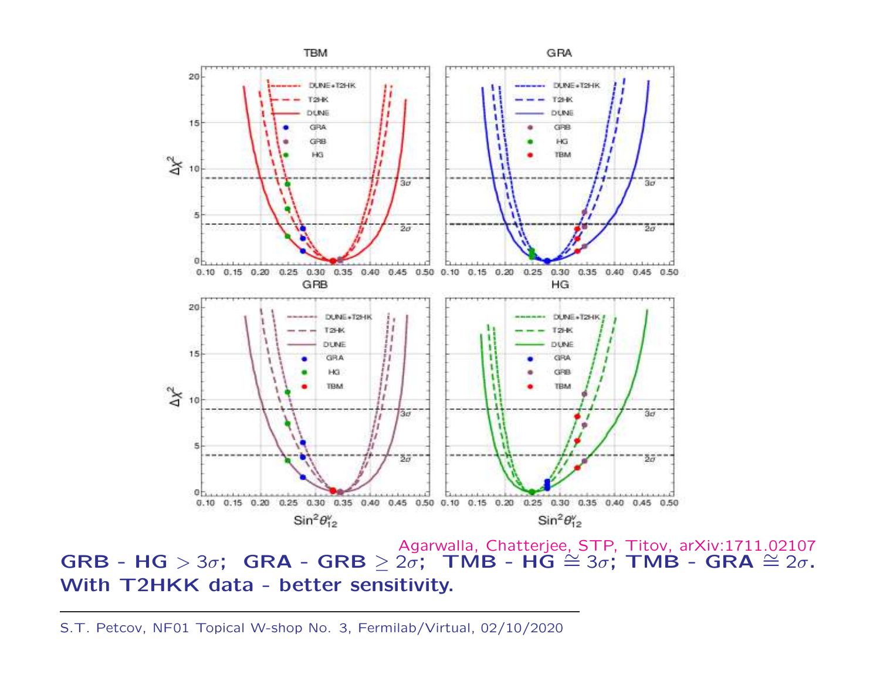TBM

GRA

GRB

HG

DUNE+T2HK

T2HK

DUNE

$\Delta\chi^2$

$3\sigma$

$2\sigma$

$\mathrm{Sin}^2\theta^{\nu}_{12}$

Agarwalla, Chatterjee, STP, Titov, arXiv:1711.02107

**GRB - HG $> 3\sigma$; GRA - GRB $\geq 2\sigma$; TMB - HG $\cong 3\sigma$; TMB - GRA $\cong 2\sigma$.**
**With T2HKK data - better sensitivity.**

S.T. Petcov, NF01 Topical W-shop No. 3, Fermilab/Virtual, 02/10/2020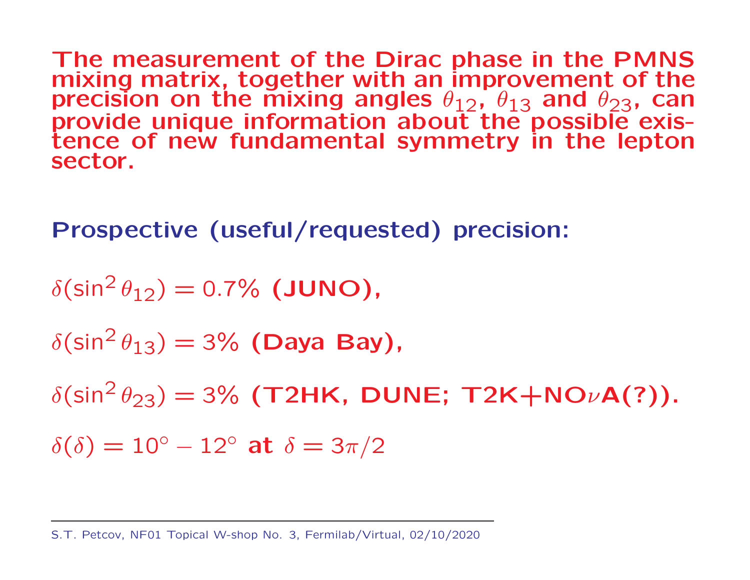**The measurement of the Dirac phase in the PMNS mixing matrix, together with an improvement of the precision on the mixing angles $\theta_{12}$, $\theta_{13}$ and $\theta_{23}$, can provide unique information about the possible existence of new fundamental symmetry in the lepton sector.**

**Prospective (useful/requested) precision:**

$\delta(\sin^2\theta_{12}) = 0.7\%$ **(JUNO),**

$\delta(\sin^2\theta_{13}) = 3\%$ **(Daya Bay),**

$\delta(\sin^2\theta_{23}) = 3\%$ **(T2HK, DUNE; T2K+NO$\nu$A(?)).**

$\delta(\delta) = 10^\circ - 12^\circ$ **at** $\delta = 3\pi/2$

S.T. Petcov, NF01 Topical W-shop No. 3, Fermilab/Virtual, 02/10/2020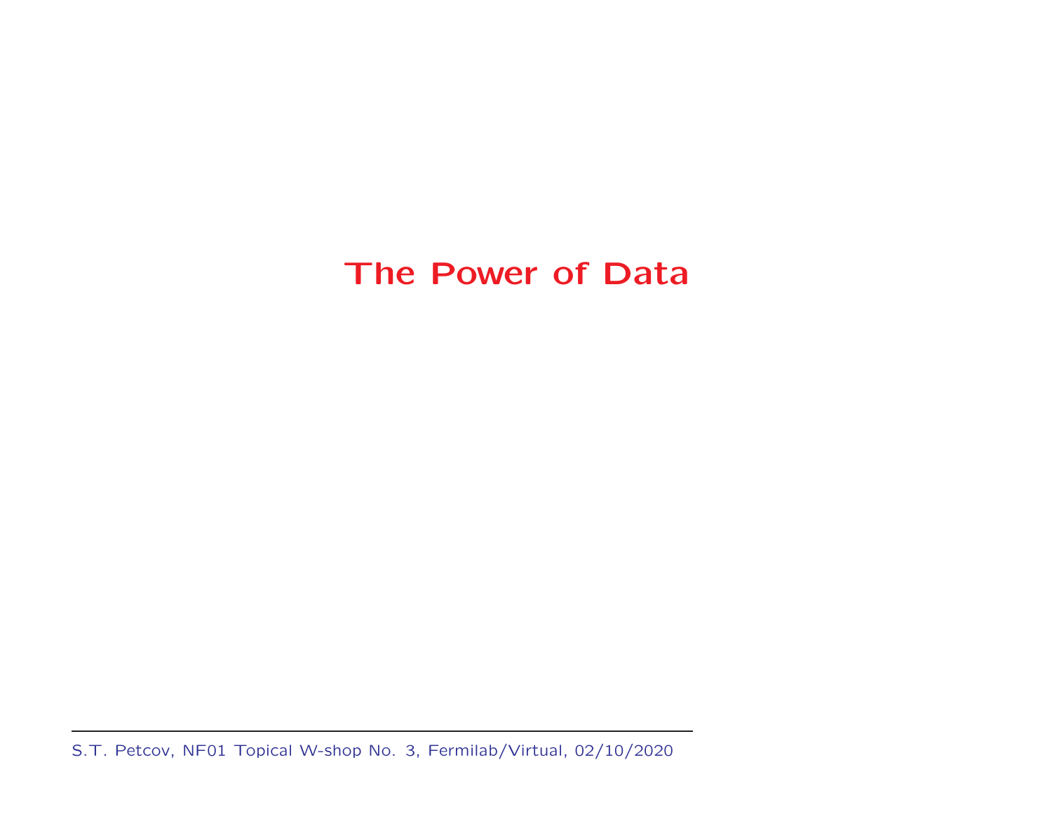# The Power of Data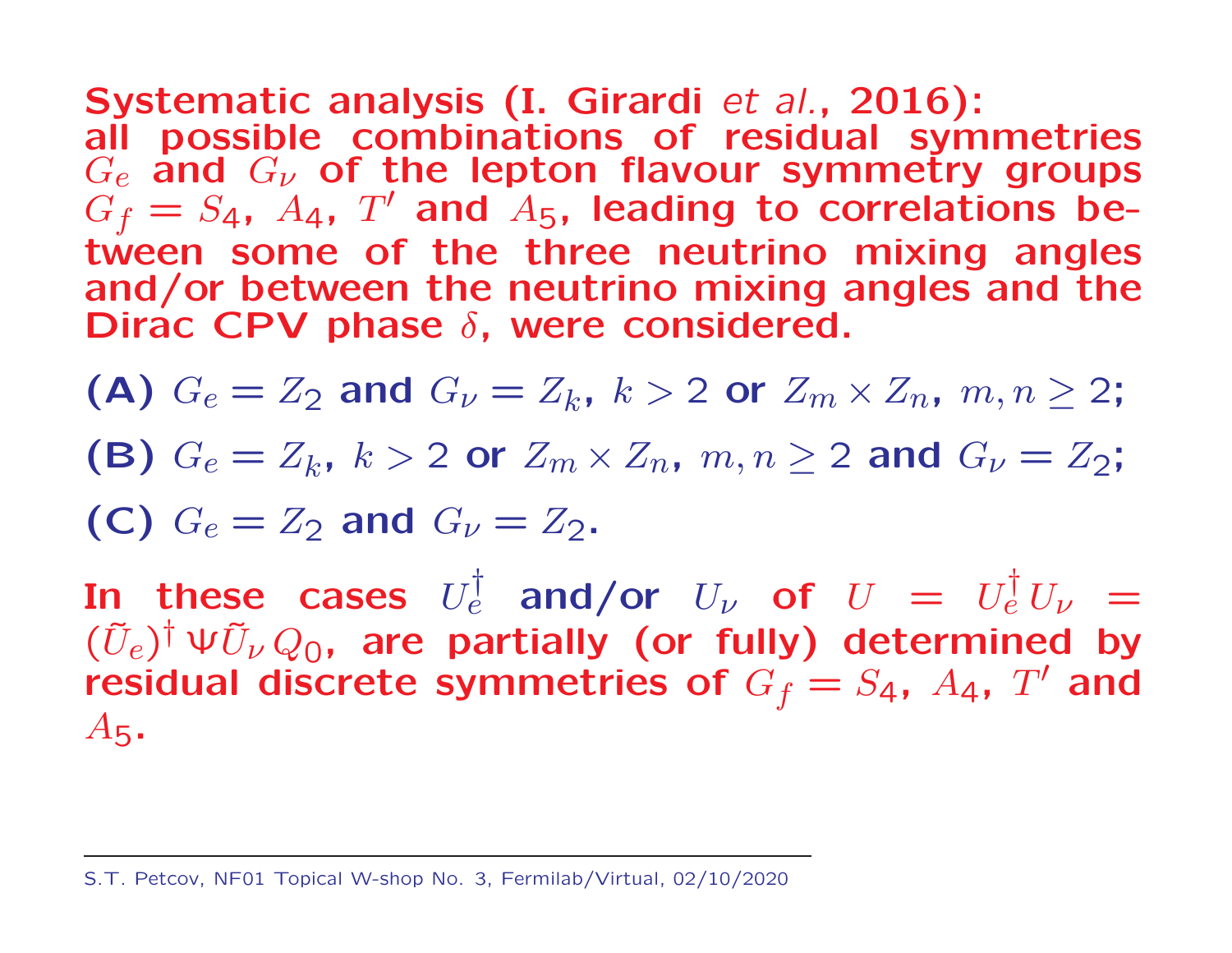**Systematic analysis (I. Girardi *et al.*, 2016): all possible combinations of residual symmetries $G_e$ and $G_\nu$ of the lepton flavour symmetry groups $G_f = S_4$, $A_4$, $T'$ and $A_5$, leading to correlations between some of the three neutrino mixing angles and/or between the neutrino mixing angles and the Dirac CPV phase $\delta$, were considered.**

**(A)** $G_e = Z_2$ **and** $G_\nu = Z_k$, $k > 2$ **or** $Z_m \times Z_n$, $m, n \geq 2$;

**(B)** $G_e = Z_k$, $k > 2$ **or** $Z_m \times Z_n$, $m, n \geq 2$ **and** $G_\nu = Z_2$;

**(C)** $G_e = Z_2$ **and** $G_\nu = Z_2$.

**In these cases** $U_e^\dagger$ **and/or** $U_\nu$ **of** $U = U_e^\dagger U_\nu = (\tilde{U}_e)^\dagger \Psi \tilde{U}_\nu Q_0$, **are partially (or fully) determined by residual discrete symmetries of** $G_f = S_4$, $A_4$, $T'$ **and** $A_5$.

S.T. Petcov, NF01 Topical W-shop No. 3, Fermilab/Virtual, 02/10/2020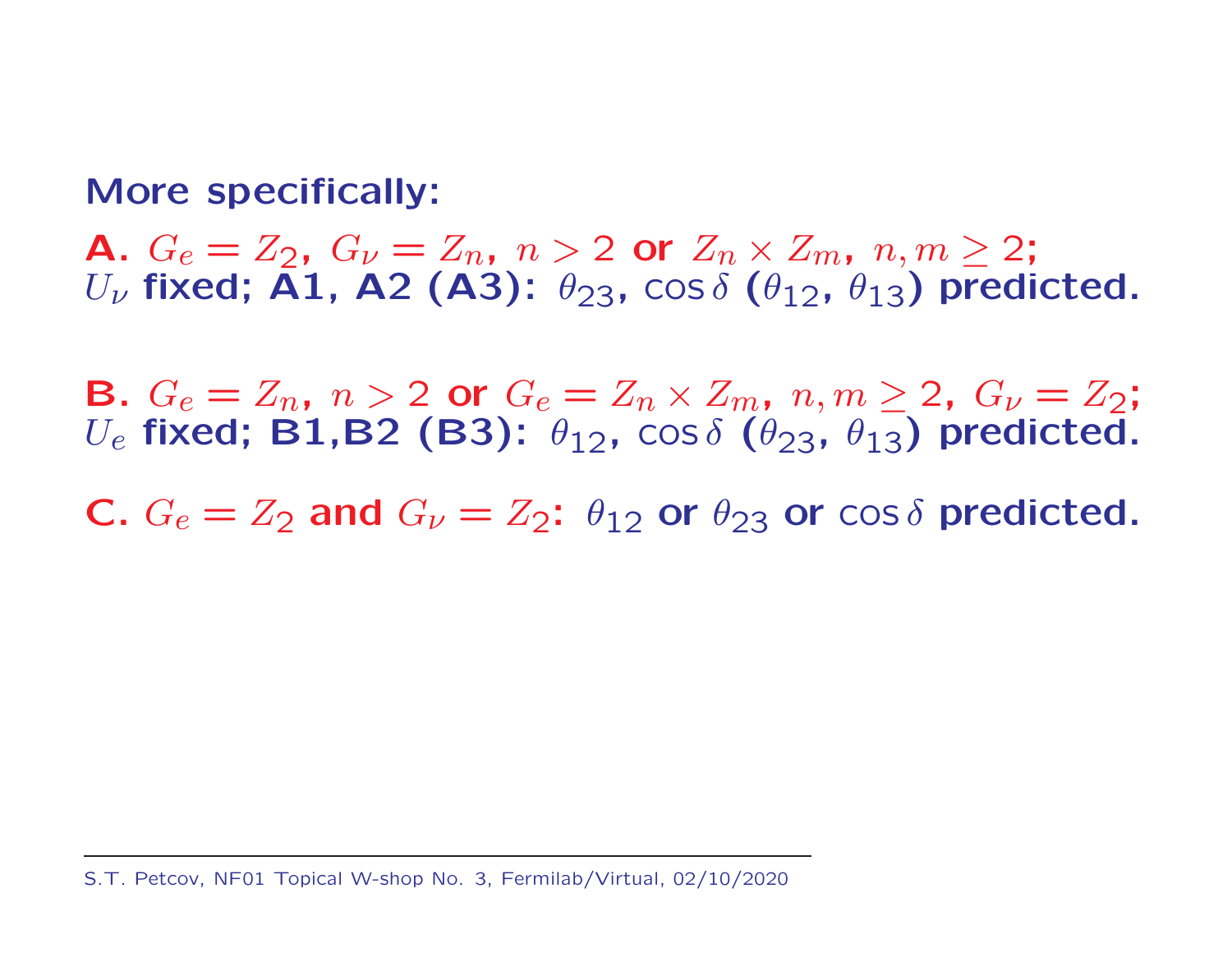**More specifically:**

**A.** $G_e = Z_2$, $G_\nu = Z_n$, $n > 2$ **or** $Z_n \times Z_m$, $n, m \geq 2$;
$U_\nu$ **fixed; A1, A2 (A3):** $\theta_{23}$, $\cos\delta$ **(**$\theta_{12}$, $\theta_{13}$**) predicted.**

**B.** $G_e = Z_n$, $n > 2$ **or** $G_e = Z_n \times Z_m$, $n, m \geq 2$, $G_\nu = Z_2$;
$U_e$ **fixed; B1,B2 (B3):** $\theta_{12}$, $\cos\delta$ **(**$\theta_{23}$, $\theta_{13}$**) predicted.**

**C.** $G_e = Z_2$ **and** $G_\nu = Z_2$: $\theta_{12}$ **or** $\theta_{23}$ **or** $\cos\delta$ **predicted.**

S.T. Petcov, NF01 Topical W-shop No. 3, Fermilab/Virtual, 02/10/2020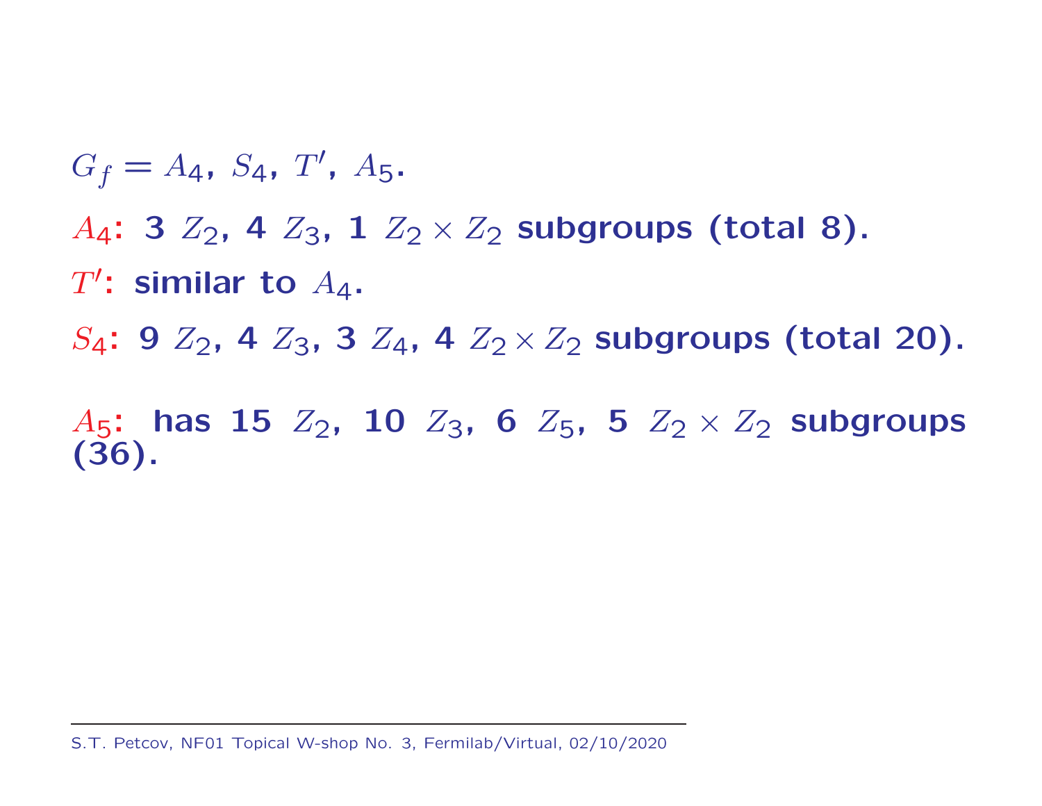$G_f = A_4,\ S_4,\ T',\ A_5$.

$A_4$: **3** $Z_2$, **4** $Z_3$, **1** $Z_2 \times Z_2$ **subgroups (total 8).**

$T'$: **similar to** $A_4$.

$S_4$: **9** $Z_2$, **4** $Z_3$, **3** $Z_4$, **4** $Z_2 \times Z_2$ **subgroups (total 20).**

$A_5$: **has 15** $Z_2$, **10** $Z_3$, **6** $Z_5$, **5** $Z_2 \times Z_2$ **subgroups (36).**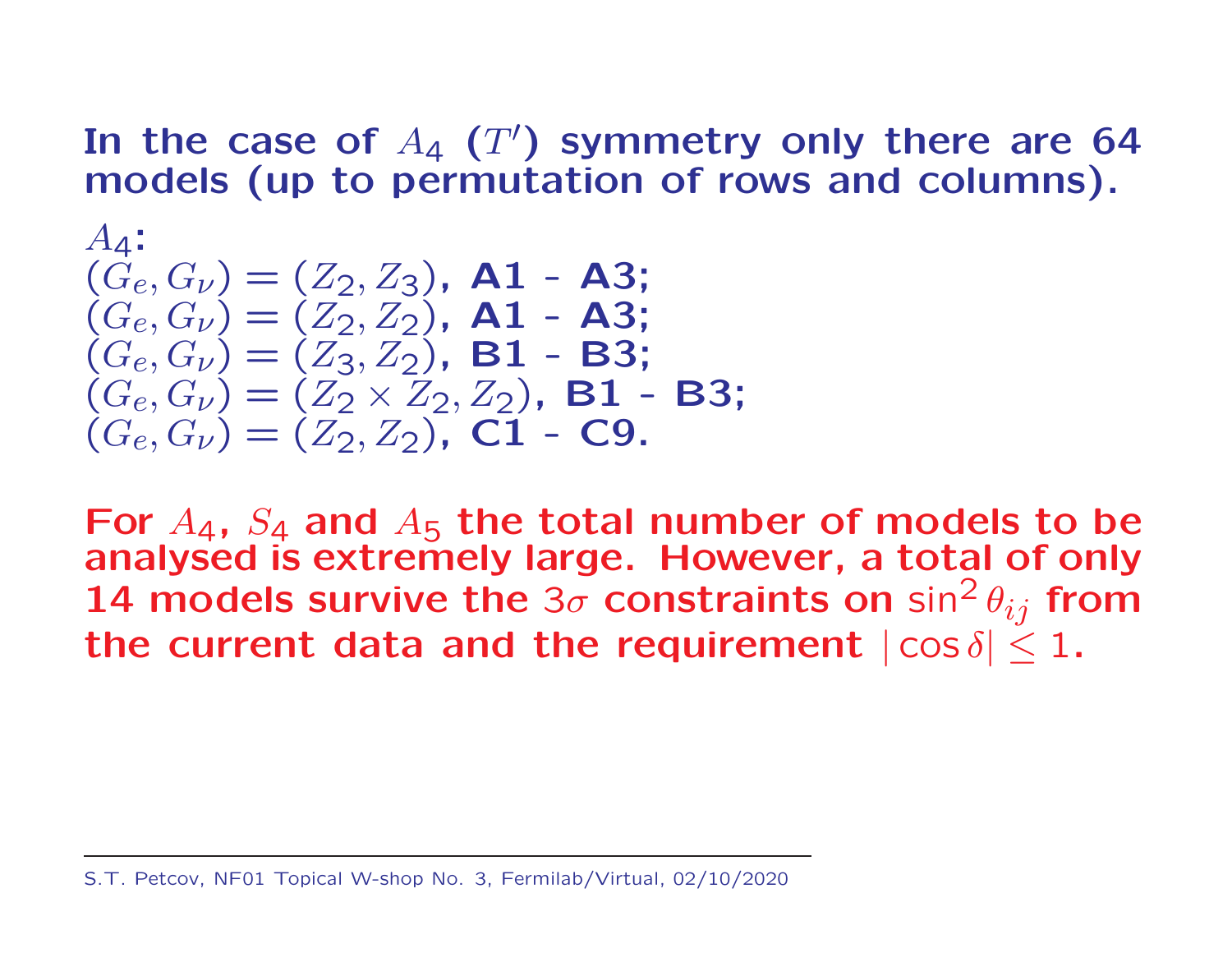**In the case of $A_4$ ($T'$) symmetry only there are 64 models (up to permutation of rows and columns).**

$A_4$:
$(G_e, G_\nu) = (Z_2, Z_3)$, **A1 - A3;**
$(G_e, G_\nu) = (Z_2, Z_2)$, **A1 - A3;**
$(G_e, G_\nu) = (Z_3, Z_2)$, **B1 - B3;**
$(G_e, G_\nu) = (Z_2 \times Z_2, Z_2)$, **B1 - B3;**
$(G_e, G_\nu) = (Z_2, Z_2)$, **C1 - C9.**

**For $A_4$, $S_4$ and $A_5$ the total number of models to be analysed is extremely large. However, a total of only 14 models survive the $3\sigma$ constraints on $\sin^2\theta_{ij}$ from the current data and the requirement $|\cos\delta| \leq 1$.**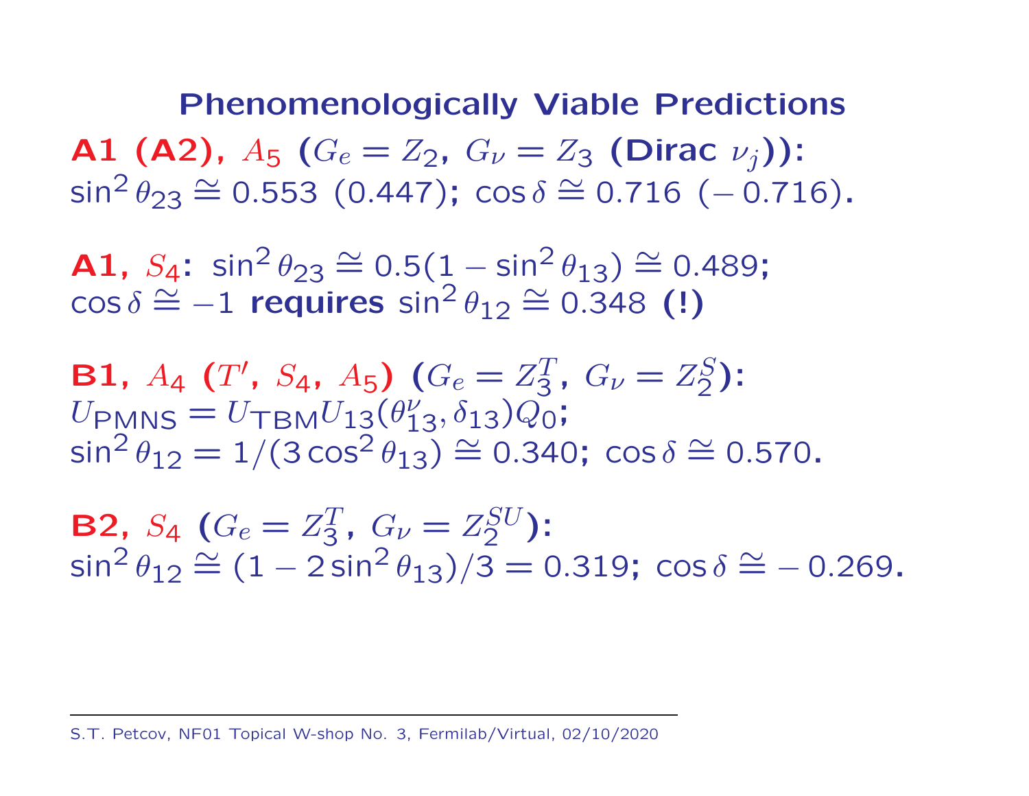# Phenomenologically Viable Predictions

**A1 (A2), $A_5$ ($G_e = Z_2$, $G_\nu = Z_3$ (Dirac $\nu_j$)):**
$\sin^2\theta_{23} \cong 0.553$ (0.447); $\cos\delta \cong 0.716$ ($-0.716$).

**A1, $S_4$:** $\sin^2\theta_{23} \cong 0.5(1 - \sin^2\theta_{13}) \cong 0.489$;
$\cos\delta \cong -1$ **requires** $\sin^2\theta_{12} \cong 0.348$ **(!)**

**B1, $A_4$ ($T'$, $S_4$, $A_5$) ($G_e = Z_3^T$, $G_\nu = Z_2^S$):**
$U_{\text{PMNS}} = U_{\text{TBM}} U_{13}(\theta^\nu_{13}, \delta_{13}) Q_0$;
$\sin^2\theta_{12} = 1/(3\cos^2\theta_{13}) \cong 0.340$; $\cos\delta \cong 0.570$.

**B2, $S_4$ ($G_e = Z_3^T$, $G_\nu = Z_2^{SU}$):**
$\sin^2\theta_{12} \cong (1 - 2\sin^2\theta_{13})/3 = 0.319$; $\cos\delta \cong -0.269$.

S.T. Petcov, NF01 Topical W-shop No. 3, Fermilab/Virtual, 02/10/2020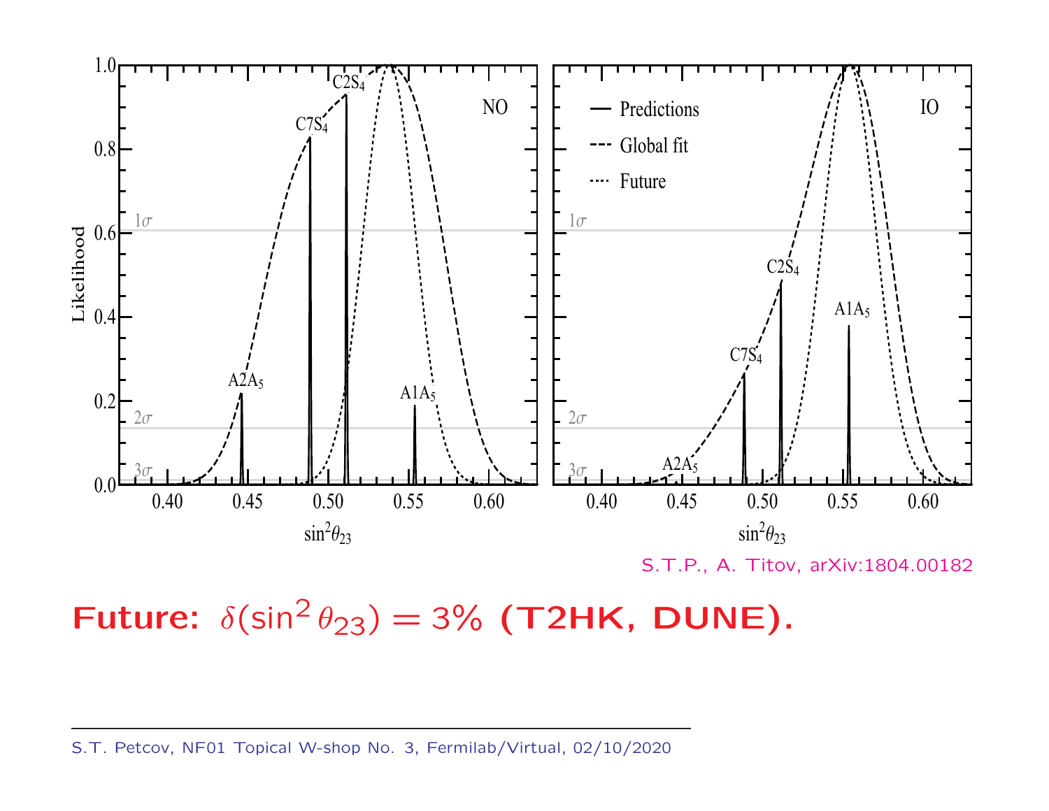NO

IO

Predictions

Global fit

Future

Likelihood

$\sin^2\theta_{23}$

1.0
0.8
0.6
0.4
0.2
0.0

0.40 0.45 0.50 0.55 0.60

$1\sigma$ $2\sigma$ $3\sigma$

A2A$_5$ C7S$_4$ C2S$_4$ A1A$_5$

S.T.P., A. Titov, arXiv:1804.00182

**Future: $\delta(\sin^2\theta_{23}) = 3\%$ (T2HK, DUNE).**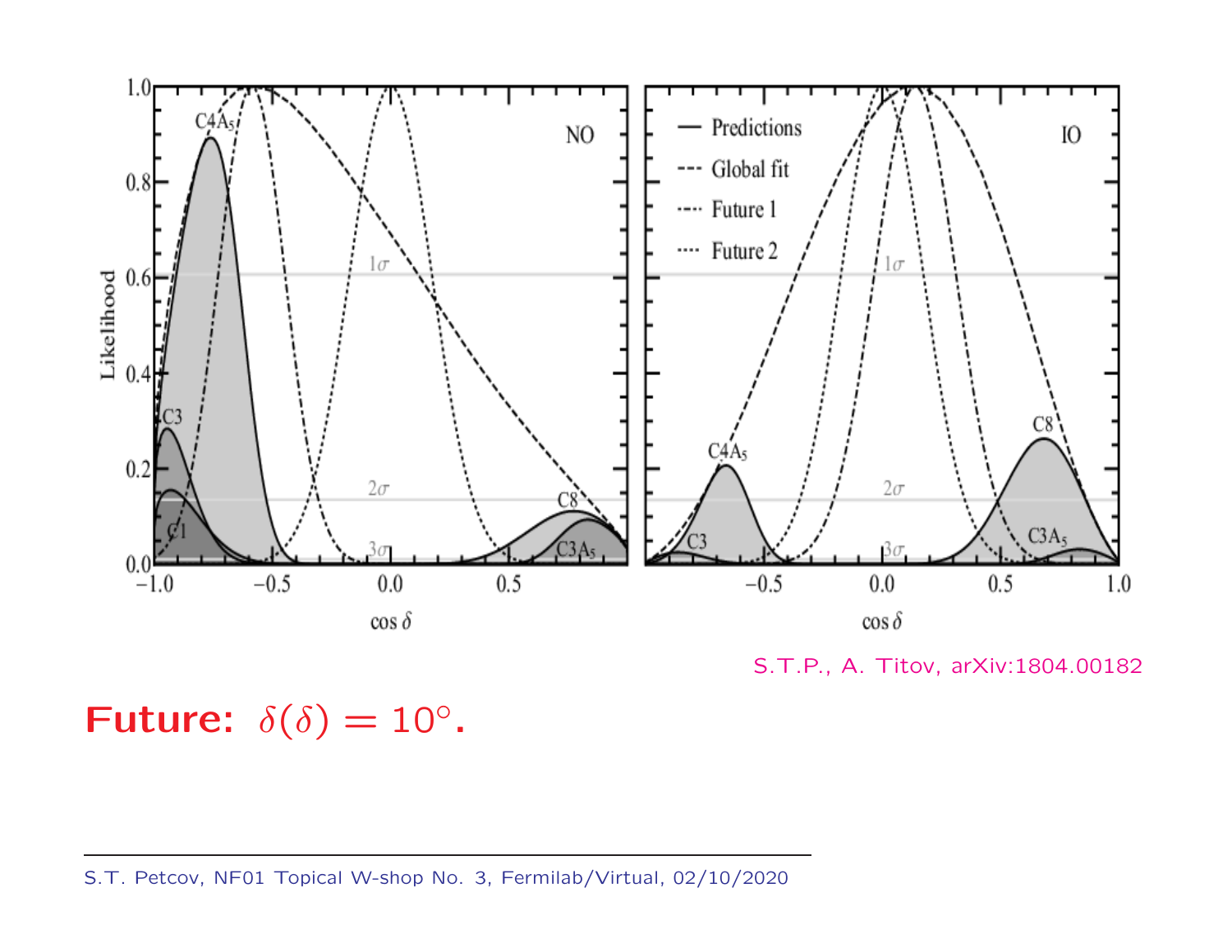NO

IO

Likelihood

1.0

0.8

0.6

0.4

0.2

0.0

−1.0

−0.5

0.0

0.5

1.0

$\cos\delta$

$1\sigma$

$2\sigma$

$3\sigma$

C4A$_5$

C3

C1

C8

C3A$_5$

— Predictions

--- Global fit

---- Future 1

.... Future 2

S.T.P., A. Titov, arXiv:1804.00182

**Future: $\delta(\delta) = 10^{\circ}$.**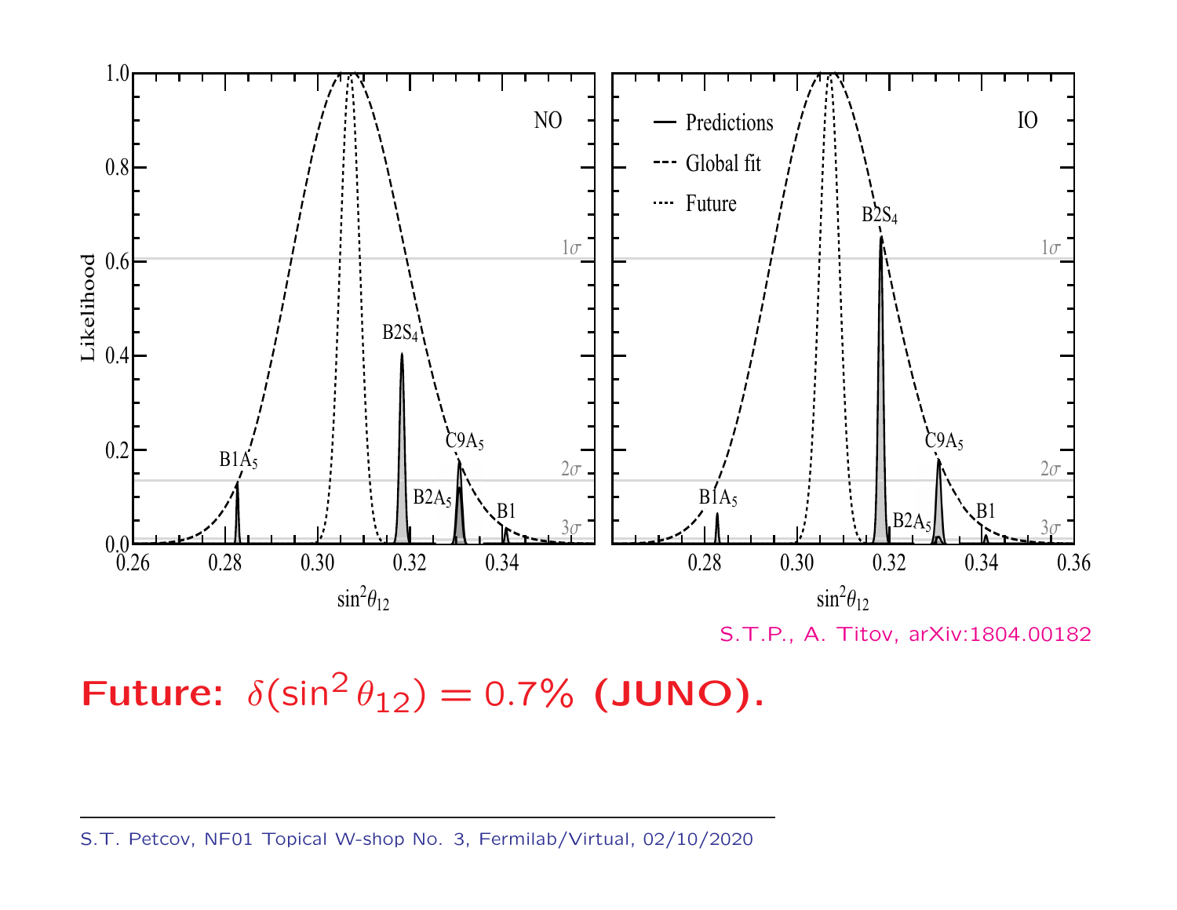NO

IO

Predictions

Global fit

Future

Likelihood

1.0

0.8

0.6

0.4

0.2

0.0

$1\sigma$

$2\sigma$

$3\sigma$

$B1A_5$

$B2S_4$

$C9A_5$

$B2A_5$

B1

0.26

0.28

0.30

0.32

0.34

0.36

$\sin^2\theta_{12}$

S.T.P., A. Titov, arXiv:1804.00182

**Future:** $\delta(\sin^2\theta_{12}) = 0.7\%$ **(JUNO).**

S.T. Petcov, NF01 Topical W-shop No. 3, Fermilab/Virtual, 02/10/2020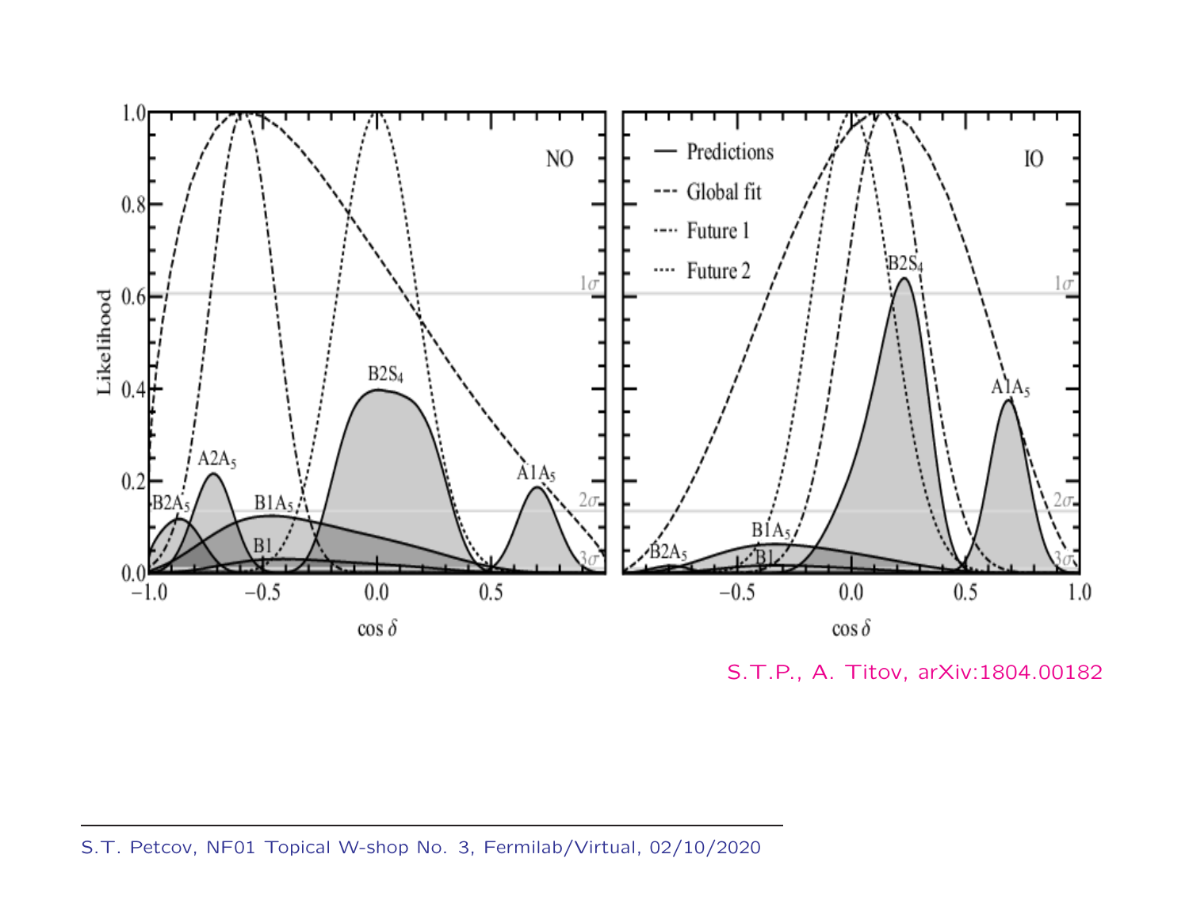NO

IO

Predictions

Global fit

Future 1

Future 2

Likelihood

$\cos\delta$

B2A$_5$ A2A$_5$ B1A$_5$ B1 B2S$_4$ A1A$_5$

1$\sigma$ 2$\sigma$ 3$\sigma$

S.T.P., A. Titov, arXiv:1804.00182

S.T. Petcov, NF01 Topical W-shop No. 3, Fermilab/Virtual, 02/10/2020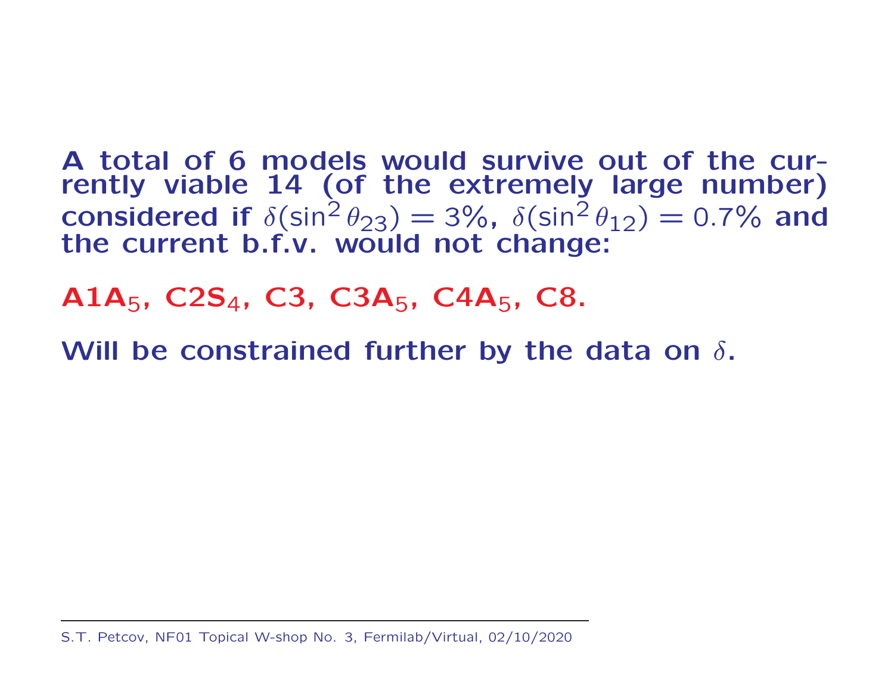**A total of 6 models would survive out of the currently viable 14 (of the extremely large number) considered if $\delta(\sin^2\theta_{23}) = 3\%$, $\delta(\sin^2\theta_{12}) = 0.7\%$ and the current b.f.v. would not change:**

**$A1A_5$, $C2S_4$, C3, $C3A_5$, $C4A_5$, C8.**

**Will be constrained further by the data on $\delta$.**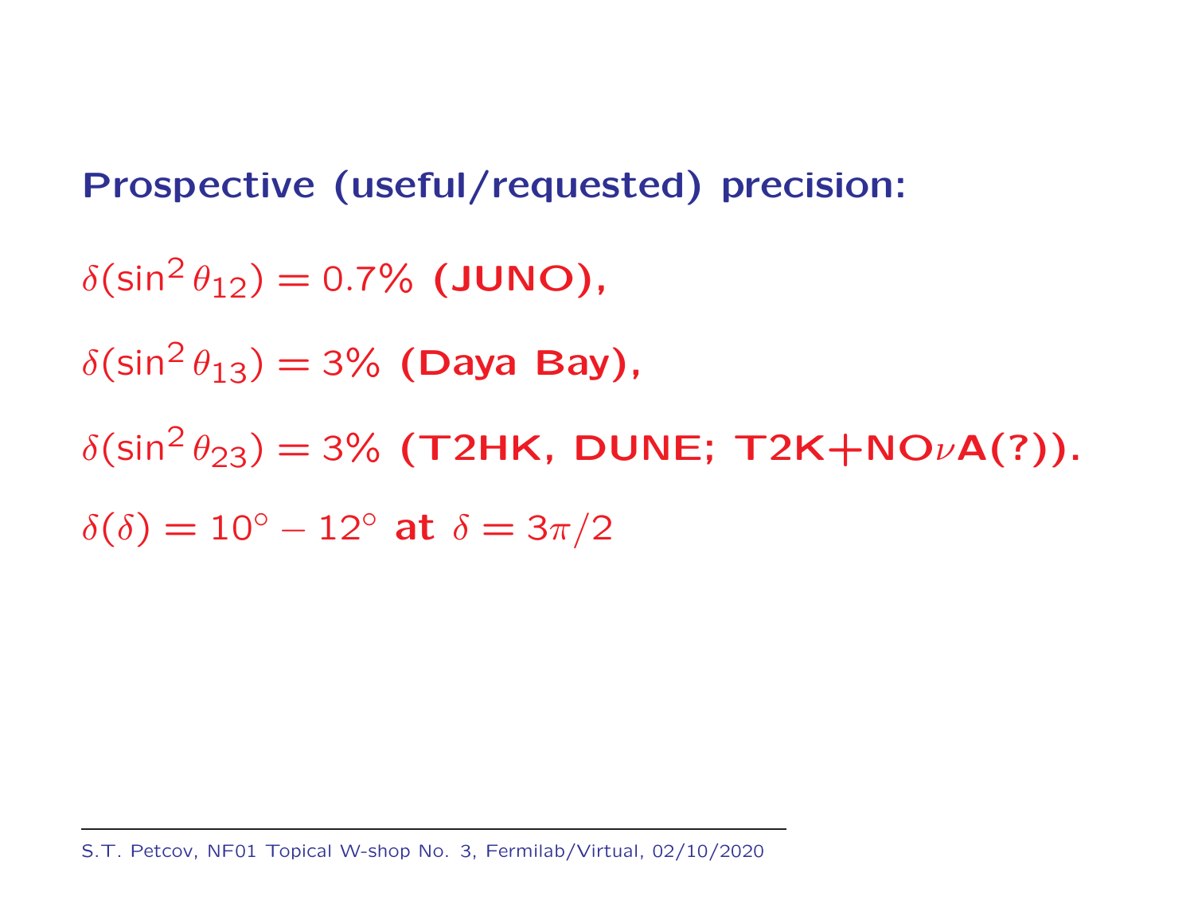**Prospective (useful/requested) precision:**

$\delta(\sin^2\theta_{12}) = 0.7\%$ **(JUNO),**

$\delta(\sin^2\theta_{13}) = 3\%$ **(Daya Bay),**

$\delta(\sin^2\theta_{23}) = 3\%$ **(T2HK, DUNE; T2K+NO$\nu$A(?)).**

$\delta(\delta) = 10^\circ - 12^\circ$ **at** $\delta = 3\pi/2$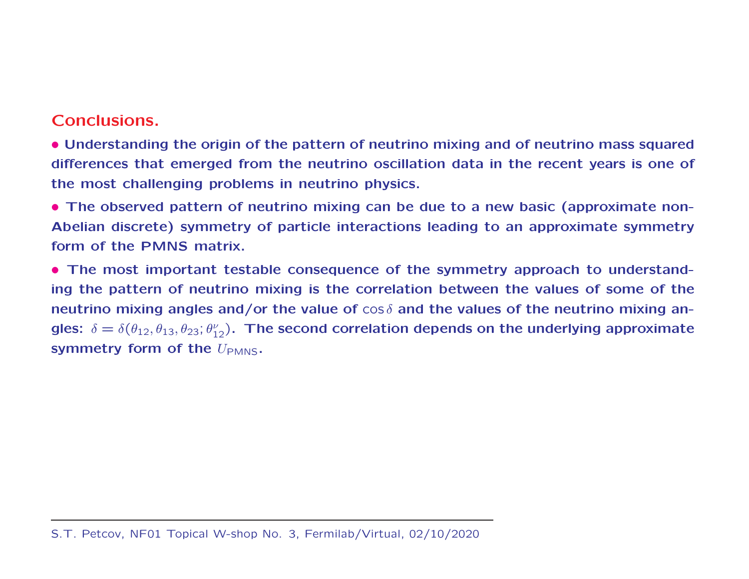## Conclusions.

- Understanding the origin of the pattern of neutrino mixing and of neutrino mass squared differences that emerged from the neutrino oscillation data in the recent years is one of the most challenging problems in neutrino physics.

- The observed pattern of neutrino mixing can be due to a new basic (approximate non-Abelian discrete) symmetry of particle interactions leading to an approximate symmetry form of the PMNS matrix.

- The most important testable consequence of the symmetry approach to understanding the pattern of neutrino mixing is the correlation between the values of some of the neutrino mixing angles and/or the value of $\cos\delta$ and the values of the neutrino mixing angles: $\delta = \delta(\theta_{12}, \theta_{13}, \theta_{23}; \theta^{\nu}_{12})$. The second correlation depends on the underlying approximate symmetry form of the $U_{\text{PMNS}}$.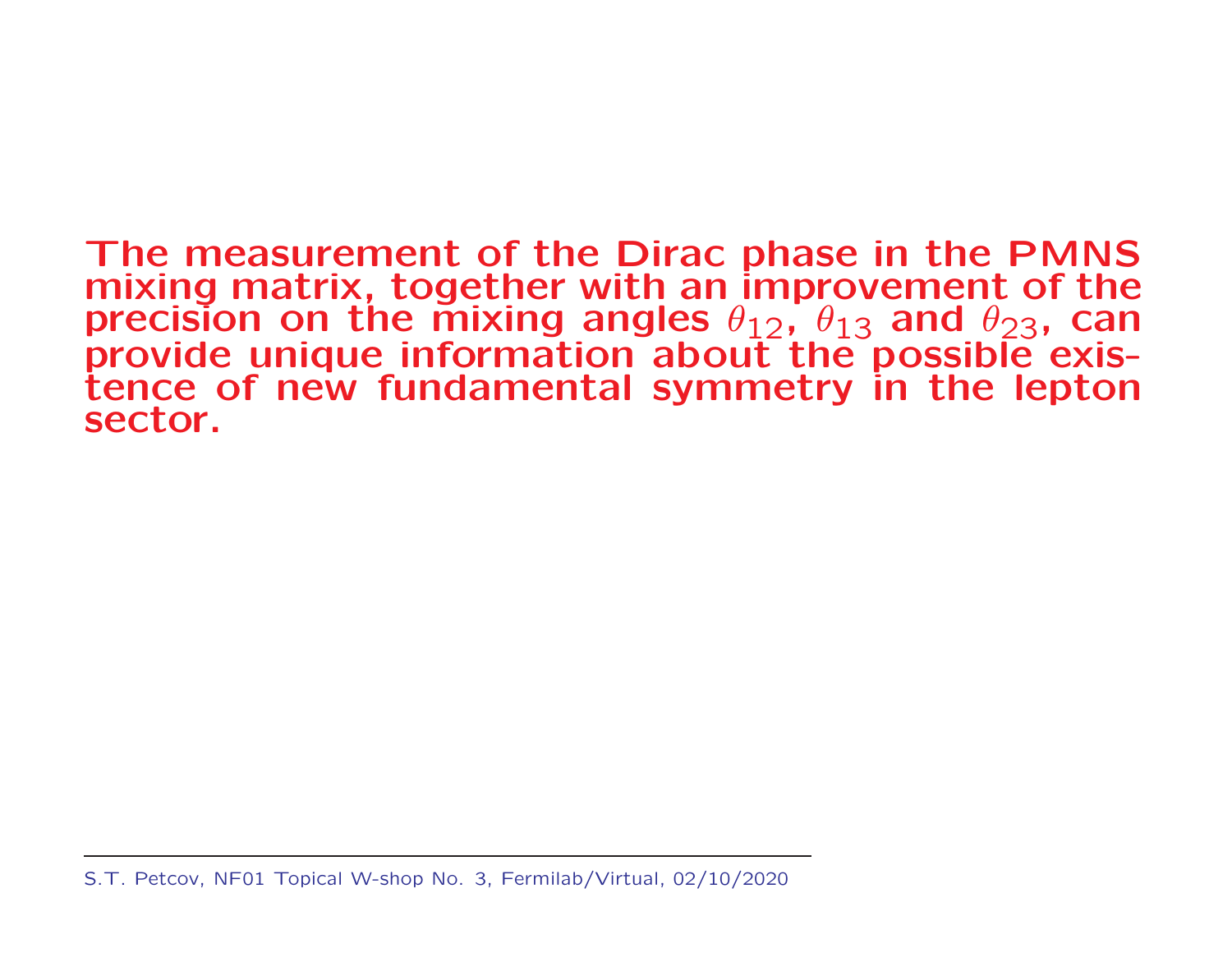**The measurement of the Dirac phase in the PMNS mixing matrix, together with an improvement of the precision on the mixing angles $\theta_{12}$, $\theta_{13}$ and $\theta_{23}$, can provide unique information about the possible existence of new fundamental symmetry in the lepton sector.**